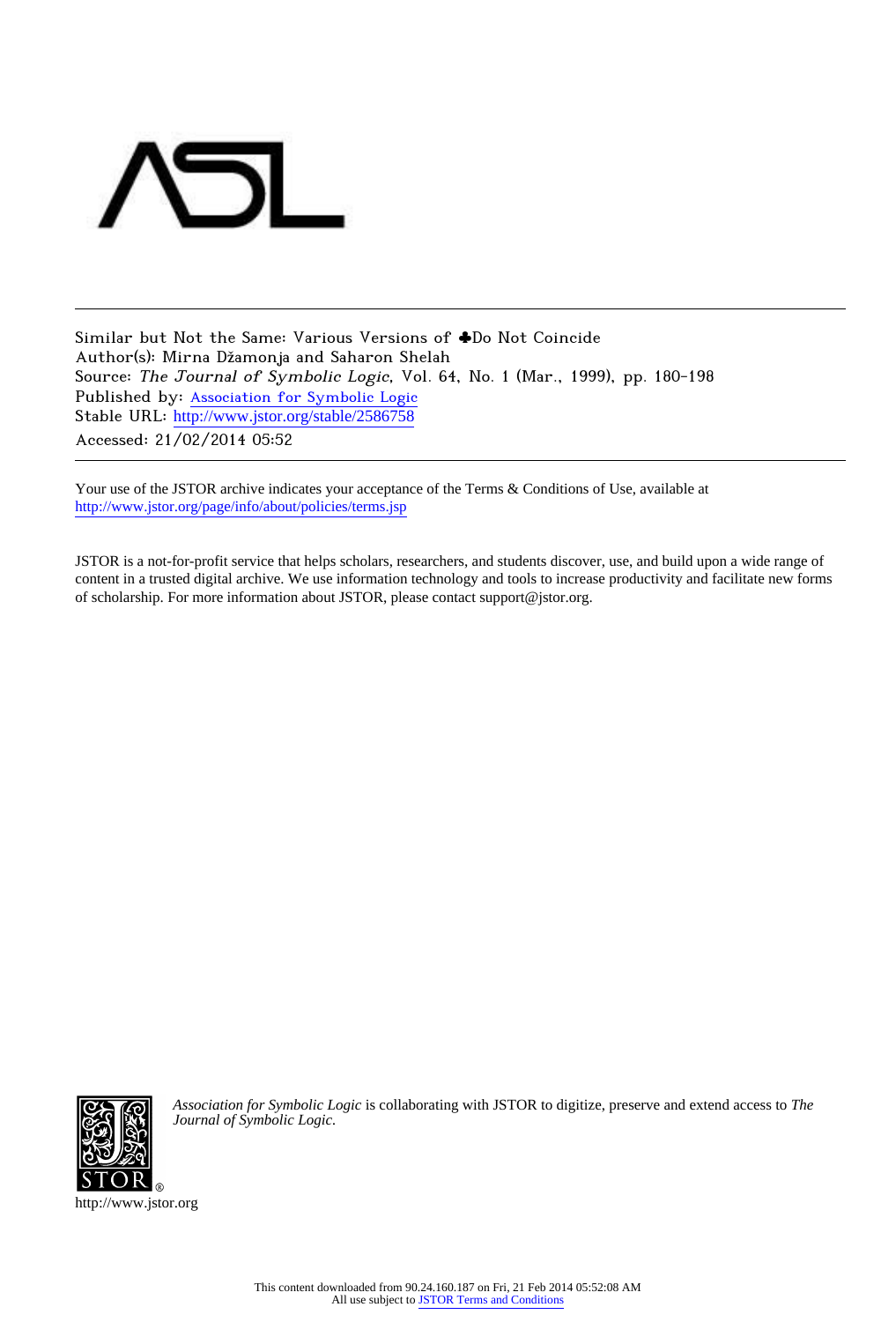Similar but Not the Same: Various Versions of ♣Do Not Coincide
Author(s): Mirna Džamonja and Saharon Shelah
Source: *The Journal of Symbolic Logic*, Vol. 64, No. 1 (Mar., 1999), pp. 180-198
Published by: Association for Symbolic Logic
Stable URL: http://www.jstor.org/stable/2586758
Accessed: 21/02/2014 05:52

Your use of the JSTOR archive indicates your acceptance of the Terms & Conditions of Use, available at http://www.jstor.org/page/info/about/policies/terms.jsp

JSTOR is a not-for-profit service that helps scholars, researchers, and students discover, use, and build upon a wide range of content in a trusted digital archive. We use information technology and tools to increase productivity and facilitate new forms of scholarship. For more information about JSTOR, please contact support@jstor.org.

*Association for Symbolic Logic* is collaborating with JSTOR to digitize, preserve and extend access to *The Journal of Symbolic Logic.*

http://www.jstor.org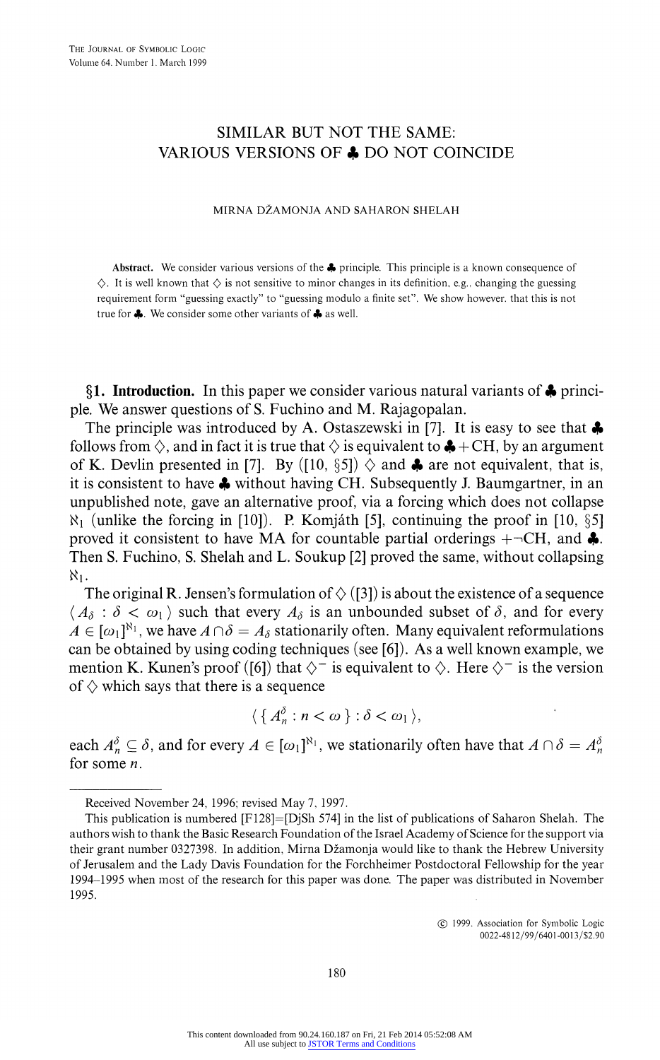THE JOURNAL OF SYMBOLIC LOGIC
Volume 64, Number 1, March 1999

# SIMILAR BUT NOT THE SAME: VARIOUS VERSIONS OF ♣ DO NOT COINCIDE

MIRNA DŽAMONJA AND SAHARON SHELAH

**Abstract.** We consider various versions of the ♣ principle. This principle is a known consequence of $\diamondsuit$. It is well known that $\diamondsuit$ is not sensitive to minor changes in its definition, e.g., changing the guessing requirement form "guessing exactly" to "guessing modulo a finite set". We show however, that this is not true for ♣. We consider some other variants of ♣ as well.

## §1. Introduction.

In this paper we consider various natural variants of ♣ principle. We answer questions of S. Fuchino and M. Rajagopalan.

The principle was introduced by A. Ostaszewski in [7]. It is easy to see that ♣ follows from $\diamondsuit$, and in fact it is true that $\diamondsuit$ is equivalent to ♣ + CH, by an argument of K. Devlin presented in [7]. By ([10, §5]) $\diamondsuit$ and ♣ are not equivalent, that is, it is consistent to have ♣ without having CH. Subsequently J. Baumgartner, in an unpublished note, gave an alternative proof, via a forcing which does not collapse $\aleph_1$ (unlike the forcing in [10]). P. Komjáth [5], continuing the proof in [10, §5] proved it consistent to have MA for countable partial orderings $+\neg$CH, and ♣. Then S. Fuchino, S. Shelah and L. Soukup [2] proved the same, without collapsing $\aleph_1$.

The original R. Jensen's formulation of $\diamondsuit$ ([3]) is about the existence of a sequence $\langle A_\delta : \delta < \omega_1 \rangle$ such that every $A_\delta$ is an unbounded subset of $\delta$, and for every $A \in [\omega_1]^{\aleph_1}$, we have $A \cap \delta = A_\delta$ stationarily often. Many equivalent reformulations can be obtained by using coding techniques (see [6]). As a well known example, we mention K. Kunen's proof ([6]) that $\diamondsuit^-$ is equivalent to $\diamondsuit$. Here $\diamondsuit^-$ is the version of $\diamondsuit$ which says that there is a sequence

$$\langle \{ A_n^\delta : n < \omega \} : \delta < \omega_1 \rangle,$$

each $A_n^\delta \subseteq \delta$, and for every $A \in [\omega_1]^{\aleph_1}$, we stationarily often have that $A \cap \delta = A_n^\delta$ for some $n$.

---

Received November 24, 1996; revised May 7, 1997.

This publication is numbered [F128]=[DjSh 574] in the list of publications of Saharon Shelah. The authors wish to thank the Basic Research Foundation of the Israel Academy of Science for the support via their grant number 0327398. In addition, Mirna Džamonja would like to thank the Hebrew University of Jerusalem and the Lady Davis Foundation for the Forchheimer Postdoctoral Fellowship for the year 1994–1995 when most of the research for this paper was done. The paper was distributed in November 1995.

© 1999, Association for Symbolic Logic
0022-4812/99/6401-0013/\$2.90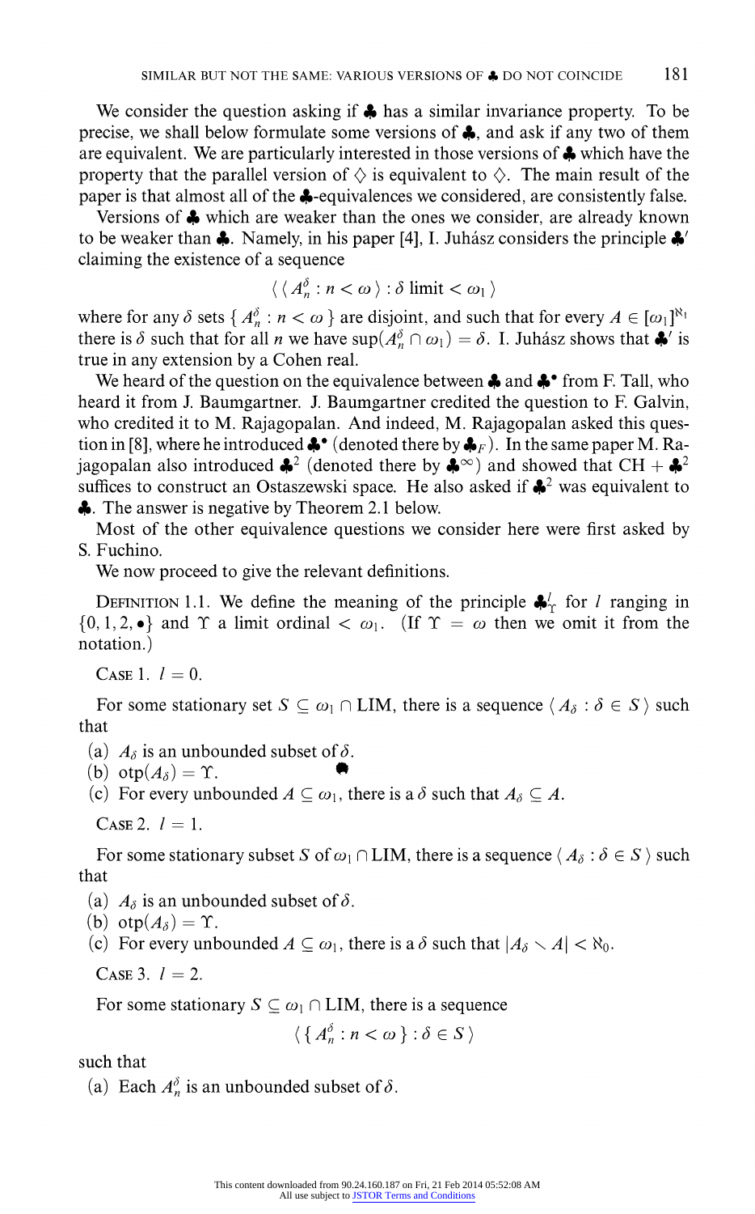We consider the question asking if ♣ has a similar invariance property. To be precise, we shall below formulate some versions of ♣, and ask if any two of them are equivalent. We are particularly interested in those versions of ♣ which have the property that the parallel version of $\diamondsuit$ is equivalent to $\diamondsuit$. The main result of the paper is that almost all of the ♣-equivalences we considered, are consistently false.

Versions of ♣ which are weaker than the ones we consider, are already known to be weaker than ♣. Namely, in his paper [4], I. Juhász considers the principle ♣′ claiming the existence of a sequence

$$\langle \langle A_n^\delta : n < \omega \rangle : \delta \text{ limit} < \omega_1 \rangle$$

where for any $\delta$ sets $\{ A_n^\delta : n < \omega \}$ are disjoint, and such that for every $A \in [\omega_1]^{\aleph_1}$ there is $\delta$ such that for all $n$ we have $\sup(A_n^\delta \cap \omega_1) = \delta$. I. Juhász shows that ♣′ is true in any extension by a Cohen real.

We heard of the question on the equivalence between ♣ and ♣$^\bullet$ from F. Tall, who heard it from J. Baumgartner. J. Baumgartner credited the question to F. Galvin, who credited it to M. Rajagopalan. And indeed, M. Rajagopalan asked this question in [8], where he introduced ♣$^\bullet$ (denoted there by ♣$_F$). In the same paper M. Rajagopalan also introduced ♣$^2$ (denoted there by ♣$^\infty$) and showed that CH + ♣$^2$ suffices to construct an Ostaszewski space. He also asked if ♣$^2$ was equivalent to ♣. The answer is negative by Theorem 2.1 below.

Most of the other equivalence questions we consider here were first asked by S. Fuchino.

We now proceed to give the relevant definitions.

DEFINITION 1.1. We define the meaning of the principle ♣$^l_\Upsilon$ for $l$ ranging in $\{0, 1, 2, \bullet\}$ and $\Upsilon$ a limit ordinal $< \omega_1$. (If $\Upsilon = \omega$ then we omit it from the notation.)

CASE 1. $l = 0$.

For some stationary set $S \subseteq \omega_1 \cap \text{LIM}$, there is a sequence $\langle A_\delta : \delta \in S \rangle$ such that

(a) $A_\delta$ is an unbounded subset of $\delta$.
(b) $\text{otp}(A_\delta) = \Upsilon$.
(c) For every unbounded $A \subseteq \omega_1$, there is a $\delta$ such that $A_\delta \subseteq A$.

CASE 2. $l = 1$.

For some stationary subset $S$ of $\omega_1 \cap \text{LIM}$, there is a sequence $\langle A_\delta : \delta \in S \rangle$ such that

(a) $A_\delta$ is an unbounded subset of $\delta$.
(b) $\text{otp}(A_\delta) = \Upsilon$.
(c) For every unbounded $A \subseteq \omega_1$, there is a $\delta$ such that $|A_\delta \setminus A| < \aleph_0$.

CASE 3. $l = 2$.

For some stationary $S \subseteq \omega_1 \cap \text{LIM}$, there is a sequence

$$\langle \{ A_n^\delta : n < \omega \} : \delta \in S \rangle$$

such that

(a) Each $A_n^\delta$ is an unbounded subset of $\delta$.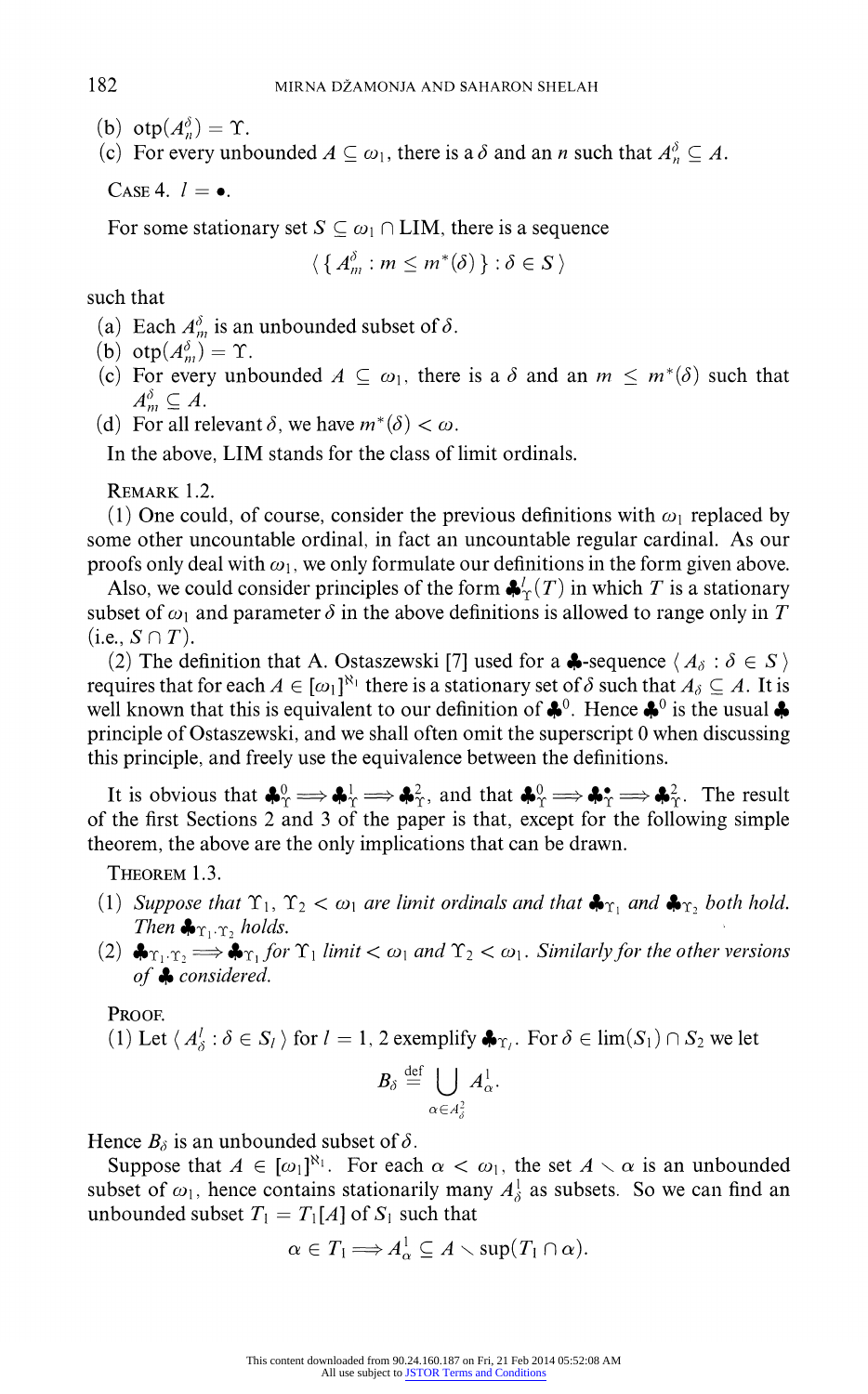(b) $\text{otp}(A^\delta_n) = \Upsilon$.

(c) For every unbounded $A \subseteq \omega_1$, there is a $\delta$ and an $n$ such that $A^\delta_n \subseteq A$.

CASE 4. $l = \bullet$.

For some stationary set $S \subseteq \omega_1 \cap \text{LIM}$, there is a sequence

$$\langle \{ A^\delta_m : m \le m^*(\delta) \} : \delta \in S \rangle$$

such that

(a) Each $A^\delta_m$ is an unbounded subset of $\delta$.

(b) $\text{otp}(A^\delta_m) = \Upsilon$.

(c) For every unbounded $A \subseteq \omega_1$, there is a $\delta$ and an $m \le m^*(\delta)$ such that $A^\delta_m \subseteq A$.

(d) For all relevant $\delta$, we have $m^*(\delta) < \omega$.

In the above, LIM stands for the class of limit ordinals.

REMARK 1.2.

(1) One could, of course, consider the previous definitions with $\omega_1$ replaced by some other uncountable ordinal, in fact an uncountable regular cardinal. As our proofs only deal with $\omega_1$, we only formulate our definitions in the form given above.

Also, we could consider principles of the form $\clubsuit^l_\Upsilon(T)$ in which $T$ is a stationary subset of $\omega_1$ and parameter $\delta$ in the above definitions is allowed to range only in $T$ (i.e., $S \cap T$).

(2) The definition that A. Ostaszewski [7] used for a $\clubsuit$-sequence $\langle A_\delta : \delta \in S \rangle$ requires that for each $A \in [\omega_1]^{\aleph_1}$ there is a stationary set of $\delta$ such that $A_\delta \subseteq A$. It is well known that this is equivalent to our definition of $\clubsuit^0$. Hence $\clubsuit^0$ is the usual $\clubsuit$ principle of Ostaszewski, and we shall often omit the superscript 0 when discussing this principle, and freely use the equivalence between the definitions.

It is obvious that $\clubsuit^0_\Upsilon \Longrightarrow \clubsuit^1_\Upsilon \Longrightarrow \clubsuit^2_\Upsilon$, and that $\clubsuit^0_\Upsilon \Longrightarrow \clubsuit^\bullet_\Upsilon \Longrightarrow \clubsuit^2_\Upsilon$. The result of the first Sections 2 and 3 of the paper is that, except for the following simple theorem, the above are the only implications that can be drawn.

THEOREM 1.3.

(1) *Suppose that $\Upsilon_1$, $\Upsilon_2 < \omega_1$ are limit ordinals and that $\clubsuit_{\Upsilon_1}$ and $\clubsuit_{\Upsilon_2}$ both hold. Then $\clubsuit_{\Upsilon_1 \cdot \Upsilon_2}$ holds.*

(2) *$\clubsuit_{\Upsilon_1 \cdot \Upsilon_2} \Longrightarrow \clubsuit_{\Upsilon_1}$ for $\Upsilon_1$ limit $< \omega_1$ and $\Upsilon_2 < \omega_1$. Similarly for the other versions of $\clubsuit$ considered.*

PROOF.

(1) Let $\langle A^l_\delta : \delta \in S_l \rangle$ for $l = 1, 2$ exemplify $\clubsuit_{\Upsilon_l}$. For $\delta \in \lim(S_1) \cap S_2$ we let

$$B_\delta \stackrel{\text{def}}{=} \bigcup_{\alpha \in A^2_\delta} A^1_\alpha.$$

Hence $B_\delta$ is an unbounded subset of $\delta$.

Suppose that $A \in [\omega_1]^{\aleph_1}$. For each $\alpha < \omega_1$, the set $A \setminus \alpha$ is an unbounded subset of $\omega_1$, hence contains stationarily many $A^1_\delta$ as subsets. So we can find an unbounded subset $T_1 = T_1[A]$ of $S_1$ such that

$$\alpha \in T_1 \Longrightarrow A^1_\alpha \subseteq A \setminus \sup(T_1 \cap \alpha).$$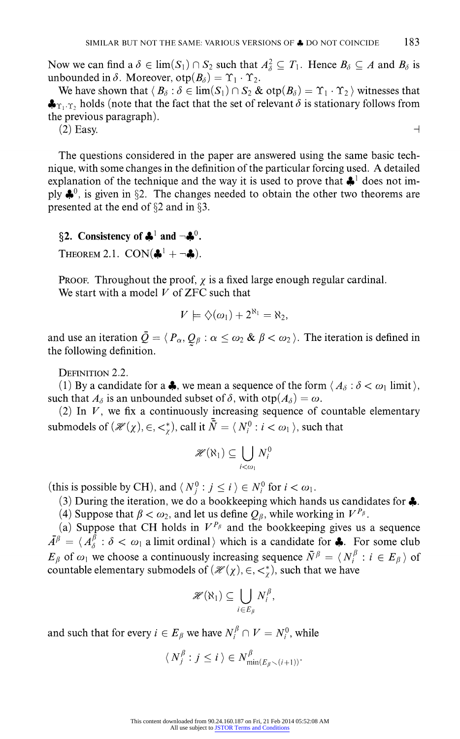Now we can find a $\delta \in \lim(S_1) \cap S_2$ such that $A^2_\delta \subseteq T_1$. Hence $B_\delta \subseteq A$ and $B_\delta$ is unbounded in $\delta$. Moreover, $\text{otp}(B_\delta) = \Upsilon_1 \cdot \Upsilon_2$.

We have shown that $\langle B_\delta : \delta \in \lim(S_1) \cap S_2 \;\&\; \text{otp}(B_\delta) = \Upsilon_1 \cdot \Upsilon_2 \rangle$ witnesses that $♣_{\Upsilon_1 \cdot \Upsilon_2}$ holds (note that the fact that the set of relevant $\delta$ is stationary follows from the previous paragraph).

(2) Easy. ⊣

The questions considered in the paper are answered using the same basic technique, with some changes in the definition of the particular forcing used. A detailed explanation of the technique and the way it is used to prove that $♣^1$ does not imply $♣^0$, is given in §2. The changes needed to obtain the other two theorems are presented at the end of §2 and in §3.

## §2. Consistency of $♣^1$ and $\neg ♣^0$.

THEOREM 2.1. $\text{CON}(♣^1 + \neg ♣)$.

PROOF. Throughout the proof, $\chi$ is a fixed large enough regular cardinal.

We start with a model $V$ of ZFC such that

$$V \models \diamondsuit(\omega_1) + 2^{\aleph_1} = \aleph_2,$$

and use an iteration $\bar{Q} = \langle P_\alpha, \underset{\sim}{Q}_\beta : \alpha \leq \omega_2 \;\&\; \beta < \omega_2 \rangle$. The iteration is defined in the following definition.

DEFINITION 2.2.

(1) By a candidate for a ♣, we mean a sequence of the form $\langle A_\delta : \delta < \omega_1 \text{ limit} \rangle$, such that $A_\delta$ is an unbounded subset of $\delta$, with $\text{otp}(A_\delta) = \omega$.

(2) In $V$, we fix a continuously increasing sequence of countable elementary submodels of $(\mathscr{H}(\chi), \in, <^*_\chi)$, call it $\bar{\bar{N}} = \langle N^0_i : i < \omega_1 \rangle$, such that

$$\mathscr{H}(\aleph_1) \subseteq \bigcup_{i < \omega_1} N^0_i$$

(this is possible by CH), and $\langle N^0_j : j \leq i \rangle \in N^0_i$ for $i < \omega_1$.

(3) During the iteration, we do a bookkeeping which hands us candidates for ♣.

(4) Suppose that $\beta < \omega_2$, and let us define $Q_\beta$, while working in $V^{P_\beta}$.

(a) Suppose that CH holds in $V^{P_\beta}$ and the bookkeeping gives us a sequence $\bar{A}^\beta = \langle A^\beta_\delta : \delta < \omega_1 \text{ a limit ordinal} \rangle$ which is a candidate for ♣. For some club $E_\beta$ of $\omega_1$ we choose a continuously increasing sequence $\bar{N}^\beta = \langle N^\beta_i : i \in E_\beta \rangle$ of countable elementary submodels of $(\mathscr{H}(\chi), \in, <^*_\chi)$, such that we have

$$\mathscr{H}(\aleph_1) \subseteq \bigcup_{i \in E_\beta} N^\beta_i,$$

and such that for every $i \in E_\beta$ we have $N^\beta_i \cap V = N^0_i$, while

$$\langle N^\beta_j : j \leq i \rangle \in N^\beta_{\min(E_\beta \setminus (i+1))}.$$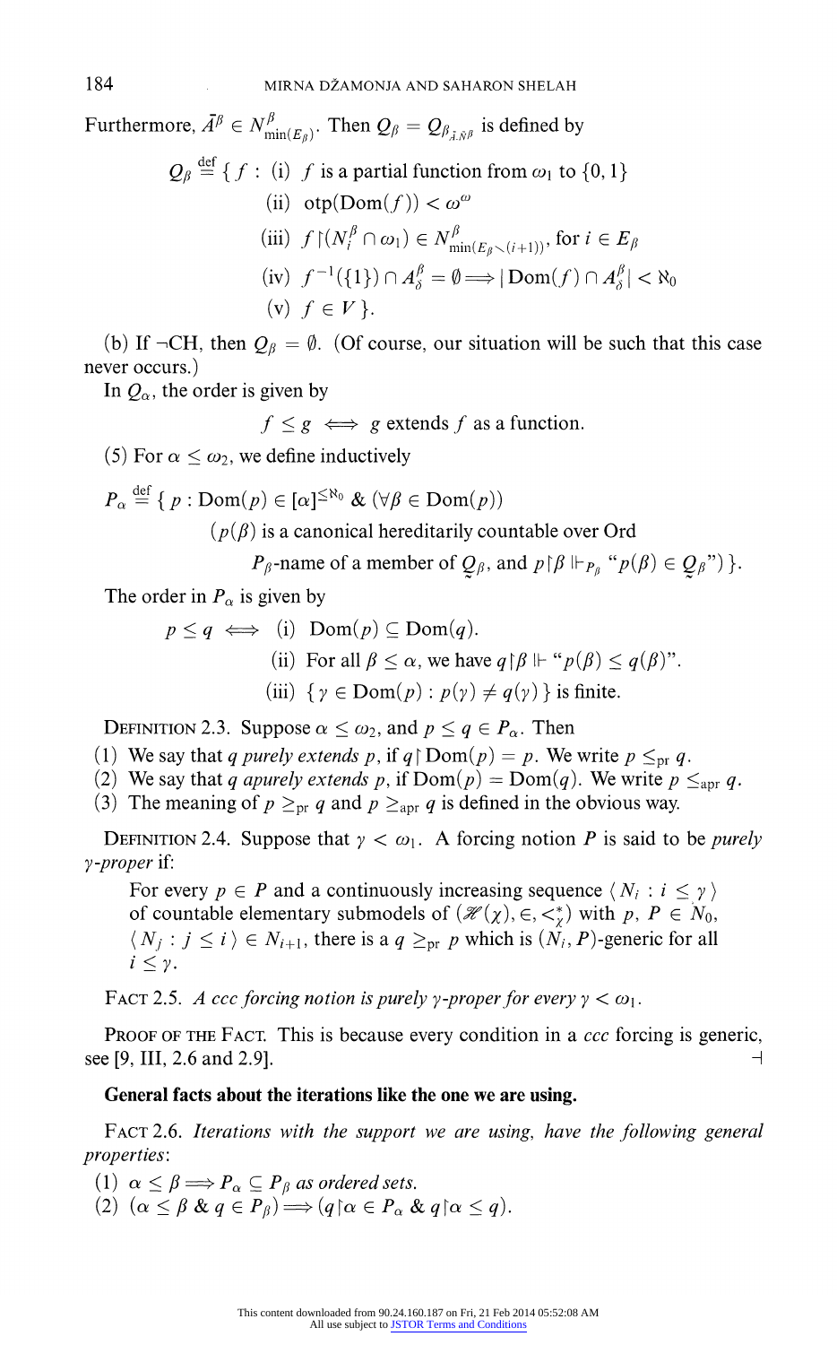Furthermore, $\bar{A}^\beta \in N^\beta_{\min(E_\beta)}$. Then $Q_\beta = Q_{\beta_{\bar{A},\bar{N}^\beta}}$ is defined by

$$Q_\beta \stackrel{\text{def}}{=} \{ f : \text{(i) } f \text{ is a partial function from } \omega_1 \text{ to } \{0,1\}$$
$$\text{(ii) } \operatorname{otp}(\operatorname{Dom}(f)) < \omega^\omega$$
$$\text{(iii) } f\restriction(N^\beta_i \cap \omega_1) \in N^\beta_{\min(E_\beta \setminus (i+1))}, \text{ for } i \in E_\beta$$
$$\text{(iv) } f^{-1}(\{1\}) \cap A^\beta_\delta = \emptyset \Longrightarrow |\operatorname{Dom}(f) \cap A^\beta_\delta| < \aleph_0$$
$$\text{(v) } f \in V \}.$$

(b) If $\neg$CH, then $Q_\beta = \emptyset$. (Of course, our situation will be such that this case never occurs.)

In $Q_\alpha$, the order is given by

$$f \leq g \iff g \text{ extends } f \text{ as a function.}$$

(5) For $\alpha \leq \omega_2$, we define inductively

$$P_\alpha \stackrel{\text{def}}{=} \{ p : \operatorname{Dom}(p) \in [\alpha]^{\leq \aleph_0} \;\&\; (\forall \beta \in \operatorname{Dom}(p))$$
$$(p(\beta) \text{ is a canonical hereditarily countable over Ord}$$
$$P_\beta\text{-name of a member of } \underset{\sim}{Q}_\beta, \text{ and } p\restriction\beta \Vdash_{P_\beta} \text{“}p(\beta) \in \underset{\sim}{Q}_\beta\text{”}) \}.$$

The order in $P_\alpha$ is given by

$$p \leq q \iff \text{(i) } \operatorname{Dom}(p) \subseteq \operatorname{Dom}(q).$$
$$\text{(ii) For all } \beta \leq \alpha, \text{ we have } q\restriction\beta \Vdash \text{“}p(\beta) \leq q(\beta)\text{”}.$$
$$\text{(iii) } \{ \gamma \in \operatorname{Dom}(p) : p(\gamma) \neq q(\gamma) \} \text{ is finite.}$$

Definition 2.3. Suppose $\alpha \leq \omega_2$, and $p \leq q \in P_\alpha$. Then

(1) We say that $q$ *purely extends* $p$, if $q\restriction\operatorname{Dom}(p) = p$. We write $p \leq_{\mathrm{pr}} q$.
(2) We say that $q$ *apurely extends* $p$, if $\operatorname{Dom}(p) = \operatorname{Dom}(q)$. We write $p \leq_{\mathrm{apr}} q$.
(3) The meaning of $p \geq_{\mathrm{pr}} q$ and $p \geq_{\mathrm{apr}} q$ is defined in the obvious way.

Definition 2.4. Suppose that $\gamma < \omega_1$. A forcing notion $P$ is said to be *purely $\gamma$-proper* if:

> For every $p \in P$ and a continuously increasing sequence $\langle N_i : i \leq \gamma \rangle$ of countable elementary submodels of $(\mathscr{H}(\chi), \in, <^*_\chi)$ with $p,\ P \in N_0$, $\langle N_j : j \leq i \rangle \in N_{i+1}$, there is a $q \geq_{\mathrm{pr}} p$ which is $(N_i, P)$-generic for all $i \leq \gamma$.

Fact 2.5. *A ccc forcing notion is purely $\gamma$-proper for every $\gamma < \omega_1$.*

Proof of the Fact. This is because every condition in a *ccc* forcing is generic, see [9, III, 2.6 and 2.9]. ⊣

**General facts about the iterations like the one we are using.**

Fact 2.6. *Iterations with the support we are using, have the following general properties*:

(1) $\alpha \leq \beta \Longrightarrow P_\alpha \subseteq P_\beta$ *as ordered sets.*
(2) $(\alpha \leq \beta \;\&\; q \in P_\beta) \Longrightarrow (q\restriction\alpha \in P_\alpha \;\&\; q\restriction\alpha \leq q)$.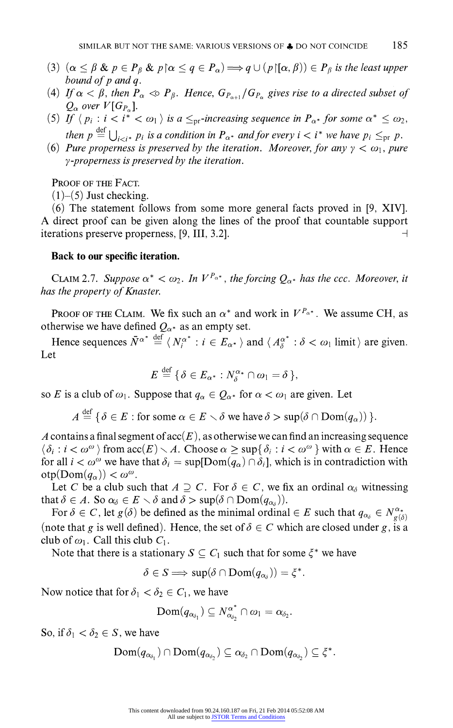(3) $(\alpha \leq \beta$ & $p \in P_\beta$ & $p\restriction\alpha \leq q \in P_\alpha) \Longrightarrow q \cup (p\restriction[\alpha,\beta)) \in P_\beta$ *is the least upper bound of* $p$ *and* $q$.

(4) *If* $\alpha < \beta$, *then* $P_\alpha \lessdot P_\beta$. *Hence,* $G_{P_{\alpha+1}}/G_{P_\alpha}$ *gives rise to a directed subset of* $Q_\alpha$ *over* $V[G_{P_\alpha}]$.

(5) *If* $\langle p_i : i < i^* < \omega_1 \rangle$ *is a* $\leq_{\rm pr}$*-increasing sequence in* $P_{\alpha^*}$ *for some* $\alpha^* \leq \omega_2$, *then* $p \stackrel{\rm def}{=} \bigcup_{i<i^*} p_i$ *is a condition in* $P_{\alpha^*}$ *and for every* $i < i^*$ *we have* $p_i \leq_{\rm pr} p$.

(6) *Pure properness is preserved by the iteration. Moreover, for any* $\gamma < \omega_1$, *pure* $\gamma$*-properness is preserved by the iteration.*

Proof of the Fact.

(1)–(5) Just checking.

(6) The statement follows from some more general facts proved in [9, XIV]. A direct proof can be given along the lines of the proof that countable support iterations preserve properness, [9, III, 3.2]. ⊣

**Back to our specific iteration.**

Claim 2.7. *Suppose* $\alpha^* < \omega_2$. *In* $V^{P_{\alpha^*}}$, *the forcing* $Q_{\alpha^*}$ *has the ccc. Moreover, it has the property of Knaster.*

Proof of the Claim. We fix such an $\alpha^*$ and work in $V^{P_{\alpha^*}}$. We assume CH, as otherwise we have defined $Q_{\alpha^*}$ as an empty set.

Hence sequences $\bar{N}^{\alpha^*} \stackrel{\rm def}{=} \langle N_i^{\alpha^*} : i \in E_{\alpha^*} \rangle$ and $\langle A_\delta^{\alpha^*} : \delta < \omega_1 \text{ limit} \rangle$ are given. Let

$$E \stackrel{\rm def}{=} \{ \delta \in E_{\alpha^*} : N_\delta^{\alpha_*} \cap \omega_1 = \delta \},$$

so $E$ is a club of $\omega_1$. Suppose that $q_\alpha \in Q_{\alpha^*}$ for $\alpha < \omega_1$ are given. Let

$$A \stackrel{\rm def}{=} \{ \delta \in E : \text{for some } \alpha \in E \setminus \delta \text{ we have } \delta > \sup(\delta \cap \mathrm{Dom}(q_\alpha)) \}.$$

$A$ contains a final segment of $\mathrm{acc}(E)$, as otherwise we can find an increasing sequence $\langle \delta_i : i < \omega^\omega \rangle$ from $\mathrm{acc}(E) \setminus A$. Choose $\alpha \geq \sup\{ \delta_i : i < \omega^\omega \}$ with $\alpha \in E$. Hence for all $i < \omega^\omega$ we have that $\delta_i = \sup[\mathrm{Dom}(q_\alpha) \cap \delta_i]$, which is in contradiction with $\mathrm{otp}(\mathrm{Dom}(q_\alpha)) < \omega^\omega$.

Let $C$ be a club such that $A \supseteq C$. For $\delta \in C$, we fix an ordinal $\alpha_\delta$ witnessing that $\delta \in A$. So $\alpha_\delta \in E \setminus \delta$ and $\delta > \sup(\delta \cap \mathrm{Dom}(q_{\alpha_\delta}))$.

For $\delta \in C$, let $g(\delta)$ be defined as the minimal ordinal $\in E$ such that $q_{\alpha_\delta} \in N_{g(\delta)}^{\alpha_*}$ (note that $g$ is well defined). Hence, the set of $\delta \in C$ which are closed under $g$, is a club of $\omega_1$. Call this club $C_1$.

Note that there is a stationary $S \subseteq C_1$ such that for some $\xi^*$ we have

$$\delta \in S \Longrightarrow \sup(\delta \cap \mathrm{Dom}(q_{\alpha_\delta})) = \xi^*.$$

Now notice that for $\delta_1 < \delta_2 \in C_1$, we have

$$\mathrm{Dom}(q_{\alpha_{\delta_1}}) \subseteq N_{\alpha_{\delta_2}}^{\alpha^*} \cap \omega_1 = \alpha_{\delta_2}.$$

So, if $\delta_1 < \delta_2 \in S$, we have

$$\mathrm{Dom}(q_{\alpha_{\delta_1}}) \cap \mathrm{Dom}(q_{\alpha_{\delta_2}}) \subseteq \alpha_{\delta_2} \cap \mathrm{Dom}(q_{\alpha_{\delta_2}}) \subseteq \xi^*.$$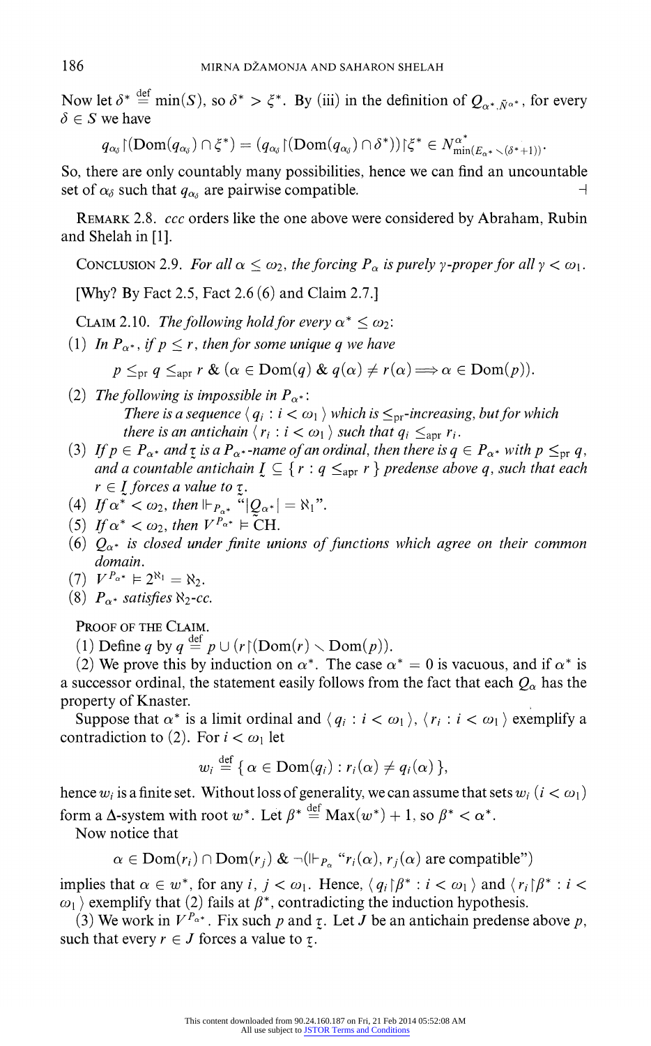Now let $\delta^* \stackrel{\text{def}}{=} \min(S)$, so $\delta^* > \xi^*$. By (iii) in the definition of $Q_{\alpha^*, \bar{N}^{\alpha^*}}$, for every $\delta \in S$ we have

$$q_{\alpha_\delta} \restriction (\mathrm{Dom}(q_{\alpha_\delta}) \cap \xi^*) = (q_{\alpha_\delta} \restriction (\mathrm{Dom}(q_{\alpha_\delta}) \cap \delta^*)) \restriction \xi^* \in N^{\alpha^*}_{\min(E_{\alpha^*} \setminus (\delta^*+1))}.$$

So, there are only countably many possibilities, hence we can find an uncountable set of $\alpha_\delta$ such that $q_{\alpha_\delta}$ are pairwise compatible. $\dashv$

REMARK 2.8. *ccc* orders like the one above were considered by Abraham, Rubin and Shelah in [1].

CONCLUSION 2.9. *For all $\alpha \leq \omega_2$, the forcing $P_\alpha$ is purely $\gamma$-proper for all $\gamma < \omega_1$.*

[Why? By Fact 2.5, Fact 2.6 (6) and Claim 2.7.]

CLAIM 2.10. *The following hold for every $\alpha^* \leq \omega_2$:*

1. *In $P_{\alpha^*}$, if $p \leq r$, then for some unique $q$ we have*
$$p \leq_{\mathrm{pr}} q \leq_{\mathrm{apr}} r \;\&\; (\alpha \in \mathrm{Dom}(q) \;\&\; q(\alpha) \neq r(\alpha) \Longrightarrow \alpha \in \mathrm{Dom}(p)).$$
2. *The following is impossible in $P_{\alpha^*}$:*
   *There is a sequence $\langle q_i : i < \omega_1 \rangle$ which is $\leq_{\mathrm{pr}}$-increasing, but for which there is an antichain $\langle r_i : i < \omega_1 \rangle$ such that $q_i \leq_{\mathrm{apr}} r_i$.*
3. *If $p \in P_{\alpha^*}$ and $\underset{\sim}{\tau}$ is a $P_{\alpha^*}$-name of an ordinal, then there is $q \in P_{\alpha^*}$ with $p \leq_{\mathrm{pr}} q$, and a countable antichain $\underset{\sim}{I} \subseteq \{ r : q \leq_{\mathrm{apr}} r \}$ predense above $q$, such that each $r \in \underset{\sim}{I}$ forces a value to $\underset{\sim}{\tau}$.*
4. *If $\alpha^* < \omega_2$, then $\Vdash_{P_{\alpha^*}}$ "$|\underset{\sim}{Q}_{\alpha^*}| = \aleph_1$".*
5. *If $\alpha^* < \omega_2$, then $V^{P_{\alpha^*}} \models$ CH.*
6. *$Q_{\alpha^*}$ is closed under finite unions of functions which agree on their common domain.*
7. *$V^{P_{\alpha^*}} \models 2^{\aleph_1} = \aleph_2$.*
8. *$P_{\alpha^*}$ satisfies $\aleph_2$-cc.*

PROOF OF THE CLAIM.

(1) Define $q$ by $q \stackrel{\text{def}}{=} p \cup (r \restriction (\mathrm{Dom}(r) \setminus \mathrm{Dom}(p))$.

(2) We prove this by induction on $\alpha^*$. The case $\alpha^* = 0$ is vacuous, and if $\alpha^*$ is a successor ordinal, the statement easily follows from the fact that each $Q_\alpha$ has the property of Knaster.

Suppose that $\alpha^*$ is a limit ordinal and $\langle q_i : i < \omega_1 \rangle$, $\langle r_i : i < \omega_1 \rangle$ exemplify a contradiction to (2). For $i < \omega_1$ let

$$w_i \stackrel{\text{def}}{=} \{ \alpha \in \mathrm{Dom}(q_i) : r_i(\alpha) \neq q_i(\alpha) \},$$

hence $w_i$ is a finite set. Without loss of generality, we can assume that sets $w_i$ $(i < \omega_1)$ form a $\Delta$-system with root $w^*$. Let $\beta^* \stackrel{\text{def}}{=} \mathrm{Max}(w^*) + 1$, so $\beta^* < \alpha^*$.

Now notice that

$$\alpha \in \mathrm{Dom}(r_i) \cap \mathrm{Dom}(r_j) \;\&\; \neg(\Vdash_{P_\alpha} \text{"}r_i(\alpha), r_j(\alpha) \text{ are compatible"})$$

implies that $\alpha \in w^*$, for any $i, j < \omega_1$. Hence, $\langle q_i \restriction \beta^* : i < \omega_1 \rangle$ and $\langle r_i \restriction \beta^* : i < \omega_1 \rangle$ exemplify that (2) fails at $\beta^*$, contradicting the induction hypothesis.

(3) We work in $V^{P_{\alpha^*}}$. Fix such $p$ and $\underset{\sim}{\tau}$. Let $J$ be an antichain predense above $p$, such that every $r \in J$ forces a value to $\underset{\sim}{\tau}$.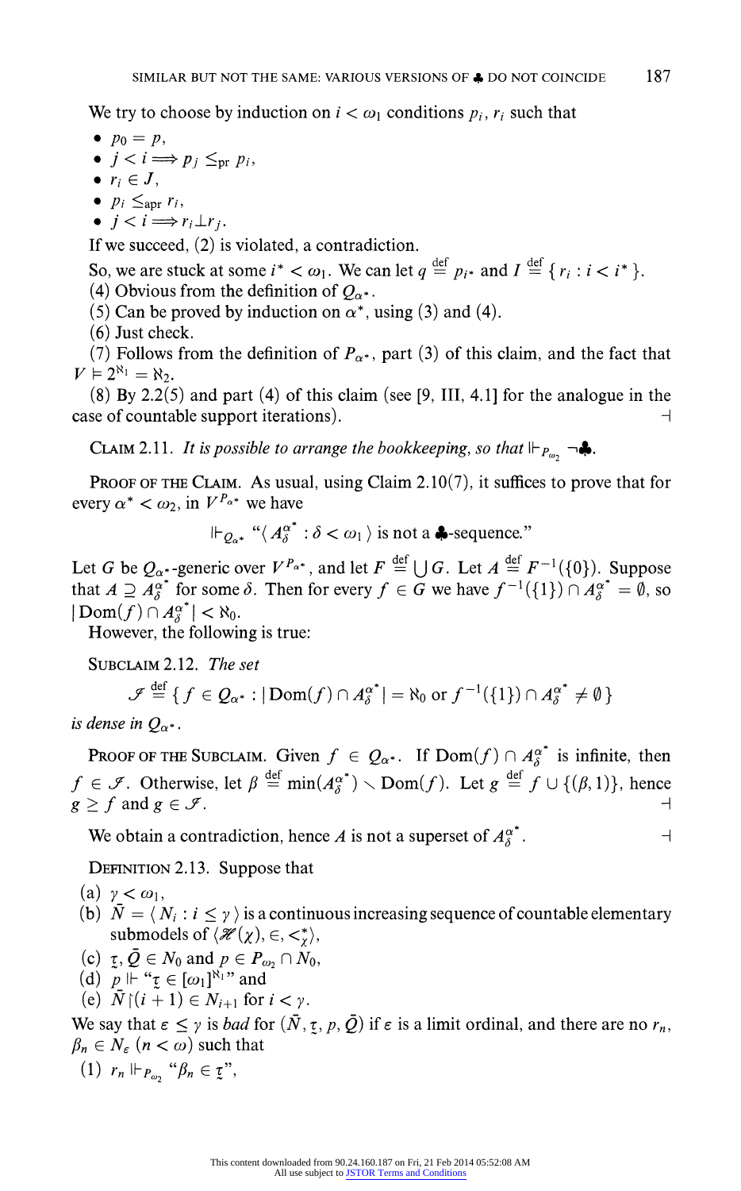We try to choose by induction on $i < \omega_1$ conditions $p_i$, $r_i$ such that

- $p_0 = p$,
- $j < i \Longrightarrow p_j \leq_{\text{pr}} p_i$,
- $r_i \in J$,
- $p_i \leq_{\text{apr}} r_i$,
- $j < i \Longrightarrow r_i \perp r_j$.

If we succeed, (2) is violated, a contradiction.

So, we are stuck at some $i^* < \omega_1$. We can let $q \overset{\text{def}}{=} p_{i^*}$ and $I \overset{\text{def}}{=} \{ r_i : i < i^* \}$.

(4) Obvious from the definition of $Q_{\alpha^*}$.

(5) Can be proved by induction on $\alpha^*$, using (3) and (4).

(6) Just check.

(7) Follows from the definition of $P_{\alpha^*}$, part (3) of this claim, and the fact that $V \models 2^{\aleph_1} = \aleph_2$.

(8) By 2.2(5) and part (4) of this claim (see [9, III, 4.1] for the analogue in the case of countable support iterations). ⊣

CLAIM 2.11. *It is possible to arrange the bookkeeping, so that* $\Vdash_{P_{\omega_2}} \neg \clubsuit$.

PROOF OF THE CLAIM. As usual, using Claim 2.10(7), it suffices to prove that for every $\alpha^* < \omega_2$, in $V^{P_{\alpha^*}}$ we have

$$\Vdash_{Q_{\alpha^*}} \text{“}\langle A_\delta^{\alpha^*} : \delta < \omega_1 \rangle \text{ is not a } \clubsuit\text{-sequence.”}$$

Let $G$ be $Q_{\alpha^*}$-generic over $V^{P_{\alpha^*}}$, and let $F \overset{\text{def}}{=} \bigcup G$. Let $A \overset{\text{def}}{=} F^{-1}(\{0\})$. Suppose that $A \supseteq A_\delta^{\alpha^*}$ for some $\delta$. Then for every $f \in G$ we have $f^{-1}(\{1\}) \cap A_\delta^{\alpha^*} = \emptyset$, so $|\text{Dom}(f) \cap A_\delta^{\alpha^*}| < \aleph_0$.

However, the following is true:

SUBCLAIM 2.12. *The set*

$$\mathcal{J} \overset{\text{def}}{=} \{ f \in Q_{\alpha^*} : |\text{Dom}(f) \cap A_\delta^{\alpha^*}| = \aleph_0 \text{ or } f^{-1}(\{1\}) \cap A_\delta^{\alpha^*} \neq \emptyset \}$$

*is dense in* $Q_{\alpha^*}$.

PROOF OF THE SUBCLAIM. Given $f \in Q_{\alpha^*}$. If $\text{Dom}(f) \cap A_\delta^{\alpha^*}$ is infinite, then $f \in \mathcal{J}$. Otherwise, let $\beta \overset{\text{def}}{=} \min(A_\delta^{\alpha^*}) \setminus \text{Dom}(f)$. Let $g \overset{\text{def}}{=} f \cup \{(\beta, 1)\}$, hence $g \geq f$ and $g \in \mathcal{J}$. ⊣

We obtain a contradiction, hence $A$ is not a superset of $A_\delta^{\alpha^*}$. ⊣

DEFINITION 2.13. Suppose that

(a) $\gamma < \omega_1$,

(b) $\bar{N} = \langle N_i : i \leq \gamma \rangle$ is a continuous increasing sequence of countable elementary submodels of $\langle \mathcal{H}(\chi), \in, <_\chi^* \rangle$,

(c) $\underset{\sim}{\tau}, \bar{Q} \in N_0$ and $p \in P_{\omega_2} \cap N_0$,

(d) $p \Vdash$ “$\underset{\sim}{\tau} \in [\omega_1]^{\aleph_1}$” and

(e) $\bar{N} \restriction (i+1) \in N_{i+1}$ for $i < \gamma$.

We say that $\varepsilon \leq \gamma$ is *bad* for $(\bar{N}, \underset{\sim}{\tau}, p, \bar{Q})$ if $\varepsilon$ is a limit ordinal, and there are no $r_n$, $\beta_n \in N_\varepsilon$ $(n < \omega)$ such that

(1) $r_n \Vdash_{P_{\omega_2}}$ “$\beta_n \in \underset{\sim}{\tau}$”,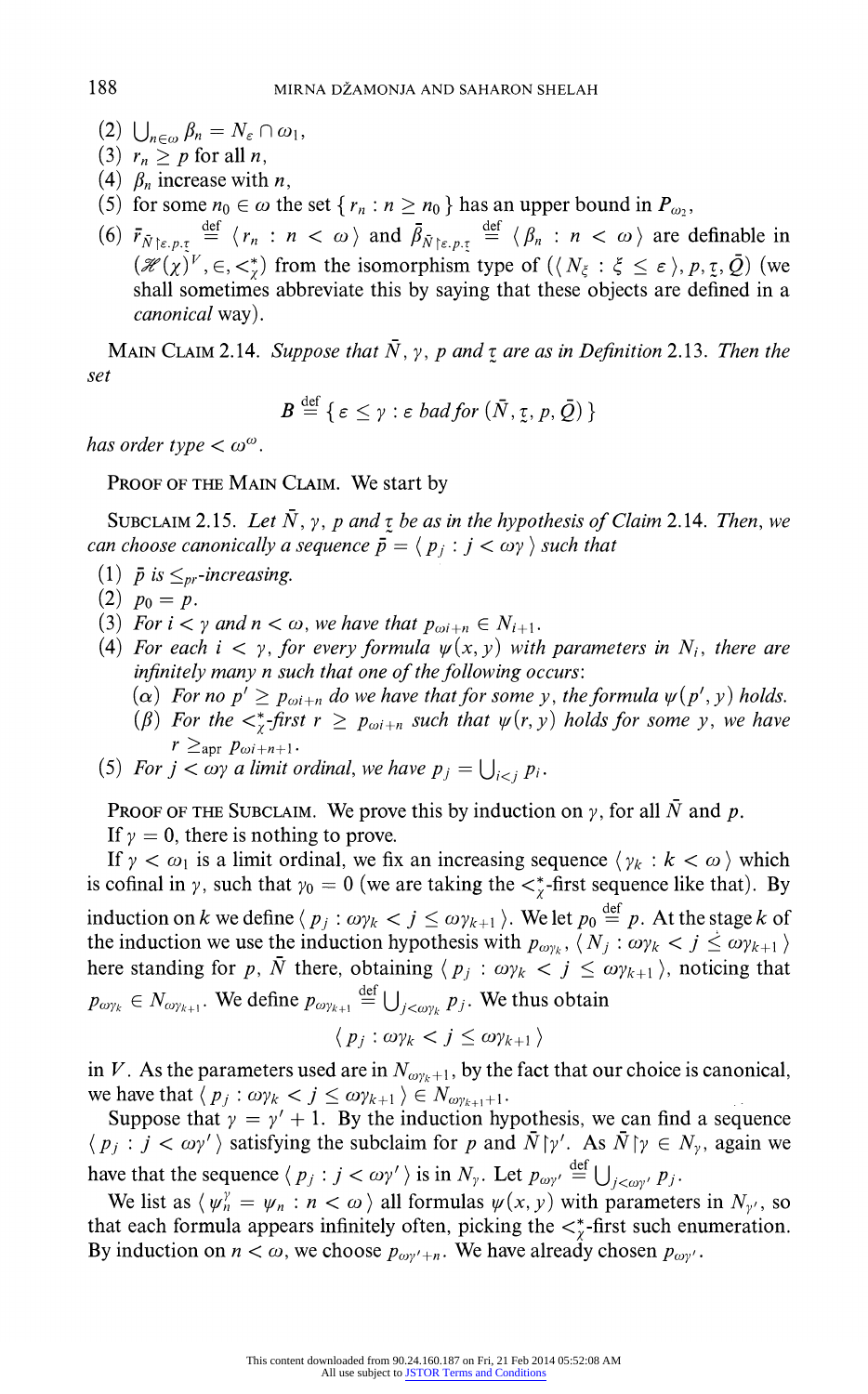(2) $\bigcup_{n\in\omega} \beta_n = N_\varepsilon \cap \omega_1$,
(3) $r_n \geq p$ for all $n$,
(4) $\beta_n$ increase with $n$,
(5) for some $n_0 \in \omega$ the set $\{ r_n : n \geq n_0 \}$ has an upper bound in $P_{\omega_2}$,
(6) $\bar{r}_{\bar{N}\restriction\varepsilon.p.\underset{\sim}{\tau}} \stackrel{\text{def}}{=} \langle r_n : n < \omega \rangle$ and $\bar{\beta}_{\bar{N}\restriction\varepsilon.p.\underset{\sim}{\tau}} \stackrel{\text{def}}{=} \langle \beta_n : n < \omega \rangle$ are definable in $(\mathscr{H}(\chi)^V, \in, <^*_\chi)$ from the isomorphism type of $(\langle N_\xi : \xi \leq \varepsilon \rangle, p, \underset{\sim}{\tau}, \bar{Q})$ (we shall sometimes abbreviate this by saying that these objects are defined in a *canonical* way).

Main Claim 2.14. *Suppose that $\bar{N}$, $\gamma$, $p$ and $\underset{\sim}{\tau}$ are as in Definition* 2.13. *Then the set*

$$B \stackrel{\text{def}}{=} \{ \varepsilon \leq \gamma : \varepsilon \text{ bad for } (\bar{N}, \underset{\sim}{\tau}, p, \bar{Q}) \}$$

*has order type* $< \omega^\omega$.

Proof of the Main Claim. We start by

Subclaim 2.15. *Let $\bar{N}$, $\gamma$, $p$ and $\underset{\sim}{\tau}$ be as in the hypothesis of Claim* 2.14. *Then, we can choose canonically a sequence $\bar{p} = \langle p_j : j < \omega\gamma \rangle$ such that*

(1) *$\bar{p}$ is $\leq_{pr}$-increasing.*
(2) *$p_0 = p$.*
(3) *For $i < \gamma$ and $n < \omega$, we have that $p_{\omega i+n} \in N_{i+1}$.*
(4) *For each $i < \gamma$, for every formula $\psi(x, y)$ with parameters in $N_i$, there are infinitely many $n$ such that one of the following occurs*:
  ($\alpha$) *For no $p' \geq p_{\omega i+n}$ do we have that for some $y$, the formula $\psi(p', y)$ holds.*
  ($\beta$) *For the $<^*_\chi$-first $r \geq p_{\omega i+n}$ such that $\psi(r, y)$ holds for some $y$, we have $r \geq_{\text{apr}} p_{\omega i+n+1}$.*
(5) *For $j < \omega\gamma$ a limit ordinal, we have $p_j = \bigcup_{i<j} p_i$.*

Proof of the Subclaim. We prove this by induction on $\gamma$, for all $\bar{N}$ and $p$.

If $\gamma = 0$, there is nothing to prove.

If $\gamma < \omega_1$ is a limit ordinal, we fix an increasing sequence $\langle \gamma_k : k < \omega \rangle$ which is cofinal in $\gamma$, such that $\gamma_0 = 0$ (we are taking the $<^*_\chi$-first sequence like that). By induction on $k$ we define $\langle p_j : \omega\gamma_k < j \leq \omega\gamma_{k+1} \rangle$. We let $p_0 \stackrel{\text{def}}{=} p$. At the stage $k$ of the induction we use the induction hypothesis with $p_{\omega\gamma_k}$, $\langle N_j : \omega\gamma_k < j \leq \omega\gamma_{k+1} \rangle$ here standing for $p$, $\bar{N}$ there, obtaining $\langle p_j : \omega\gamma_k < j \leq \omega\gamma_{k+1} \rangle$, noticing that $p_{\omega\gamma_k} \in N_{\omega\gamma_{k+1}}$. We define $p_{\omega\gamma_{k+1}} \stackrel{\text{def}}{=} \bigcup_{j<\omega\gamma_k} p_j$. We thus obtain

$$\langle p_j : \omega\gamma_k < j \leq \omega\gamma_{k+1} \rangle$$

in $V$. As the parameters used are in $N_{\omega\gamma_k+1}$, by the fact that our choice is canonical, we have that $\langle p_j : \omega\gamma_k < j \leq \omega\gamma_{k+1} \rangle \in N_{\omega\gamma_{k+1}+1}$.

Suppose that $\gamma = \gamma' + 1$. By the induction hypothesis, we can find a sequence $\langle p_j : j < \omega\gamma' \rangle$ satisfying the subclaim for $p$ and $\bar{N}\restriction\gamma'$. As $\bar{N}\restriction\gamma \in N_\gamma$, again we have that the sequence $\langle p_j : j < \omega\gamma' \rangle$ is in $N_\gamma$. Let $p_{\omega\gamma'} \stackrel{\text{def}}{=} \bigcup_{j<\omega\gamma'} p_j$.

We list as $\langle \psi_n^\gamma = \psi_n : n < \omega \rangle$ all formulas $\psi(x, y)$ with parameters in $N_{\gamma'}$, so that each formula appears infinitely often, picking the $<^*_\chi$-first such enumeration. By induction on $n < \omega$, we choose $p_{\omega\gamma'+n}$. We have already chosen $p_{\omega\gamma'}$.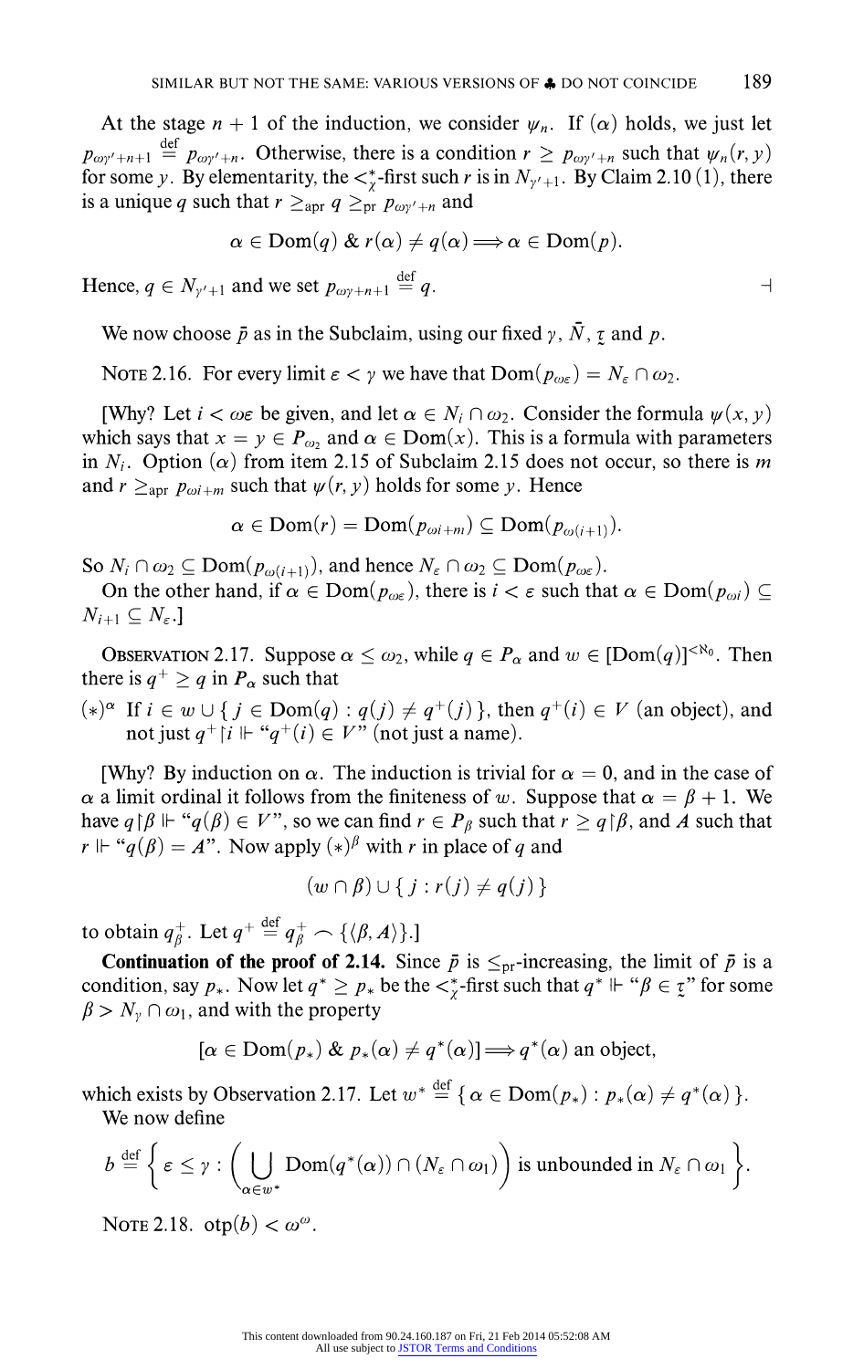At the stage $n+1$ of the induction, we consider $\psi_n$. If $(\alpha)$ holds, we just let $p_{\omega\gamma'+n+1} \stackrel{\text{def}}{=} p_{\omega\gamma'+n}$. Otherwise, there is a condition $r \geq p_{\omega\gamma'+n}$ such that $\psi_n(r, y)$ for some $y$. By elementarity, the $<^*_\chi$-first such $r$ is in $N_{\gamma'+1}$. By Claim 2.10 (1), there is a unique $q$ such that $r \geq_{\text{apr}} q \geq_{\text{pr}} p_{\omega\gamma'+n}$ and

$$\alpha \in \text{Dom}(q) \;\&\; r(\alpha) \neq q(\alpha) \Longrightarrow \alpha \in \text{Dom}(p).$$

Hence, $q \in N_{\gamma'+1}$ and we set $p_{\omega\gamma+n+1} \stackrel{\text{def}}{=} q$. $\dashv$

We now choose $\bar{p}$ as in the Subclaim, using our fixed $\gamma$, $\bar{N}$, $\underset{\sim}{\tau}$ and $p$.

Note 2.16. For every limit $\varepsilon < \gamma$ we have that $\text{Dom}(p_{\omega\varepsilon}) = N_\varepsilon \cap \omega_2$.

[Why? Let $i < \omega\varepsilon$ be given, and let $\alpha \in N_i \cap \omega_2$. Consider the formula $\psi(x, y)$ which says that $x = y \in P_{\omega_2}$ and $\alpha \in \text{Dom}(x)$. This is a formula with parameters in $N_i$. Option $(\alpha)$ from item 2.15 of Subclaim 2.15 does not occur, so there is $m$ and $r \geq_{\text{apr}} p_{\omega i+m}$ such that $\psi(r, y)$ holds for some $y$. Hence

$$\alpha \in \text{Dom}(r) = \text{Dom}(p_{\omega i+m}) \subseteq \text{Dom}(p_{\omega(i+1)}).$$

So $N_i \cap \omega_2 \subseteq \text{Dom}(p_{\omega(i+1)})$, and hence $N_\varepsilon \cap \omega_2 \subseteq \text{Dom}(p_{\omega\varepsilon})$.

On the other hand, if $\alpha \in \text{Dom}(p_{\omega\varepsilon})$, there is $i < \varepsilon$ such that $\alpha \in \text{Dom}(p_{\omega i}) \subseteq N_{i+1} \subseteq N_\varepsilon$.]

Observation 2.17. Suppose $\alpha \leq \omega_2$, while $q \in P_\alpha$ and $w \in [\text{Dom}(q)]^{<\aleph_0}$. Then there is $q^+ \geq q$ in $P_\alpha$ such that

$(*)^\alpha$ If $i \in w \cup \{\, j \in \text{Dom}(q) : q(j) \neq q^+(j)\,\}$, then $q^+(i) \in V$ (an object), and not just $q^+{\restriction}i \Vdash$ "$q^+(i) \in V$" (not just a name).

[Why? By induction on $\alpha$. The induction is trivial for $\alpha = 0$, and in the case of $\alpha$ a limit ordinal it follows from the finiteness of $w$. Suppose that $\alpha = \beta + 1$. We have $q{\restriction}\beta \Vdash$ "$q(\beta) \in V$", so we can find $r \in P_\beta$ such that $r \geq q{\restriction}\beta$, and $A$ such that $r \Vdash$ "$q(\beta) = A$". Now apply $(*)^\beta$ with $r$ in place of $q$ and

$$(w \cap \beta) \cup \{\, j : r(j) \neq q(j)\,\}$$

to obtain $q^+_\beta$. Let $q^+ \stackrel{\text{def}}{=} q^+_\beta \frown \{\langle \beta, A\rangle\}$.]

**Continuation of the proof of 2.14.** Since $\bar{p}$ is $\leq_{\text{pr}}$-increasing, the limit of $\bar{p}$ is a condition, say $p_*$. Now let $q^* \geq p_*$ be the $<^*_\chi$-first such that $q^* \Vdash$ "$\beta \in \underset{\sim}{\tau}$" for some $\beta > N_\gamma \cap \omega_1$, and with the property

$$[\alpha \in \text{Dom}(p_*) \;\&\; p_*(\alpha) \neq q^*(\alpha)] \Longrightarrow q^*(\alpha) \text{ an object},$$

which exists by Observation 2.17. Let $w^* \stackrel{\text{def}}{=} \{\, \alpha \in \text{Dom}(p_*) : p_*(\alpha) \neq q^*(\alpha)\,\}$.

We now define

$$b \stackrel{\text{def}}{=} \left\{ \varepsilon \leq \gamma : \left( \bigcup_{\alpha \in w^*} \text{Dom}(q^*(\alpha)) \right) \cap (N_\varepsilon \cap \omega_1) \text{ is unbounded in } N_\varepsilon \cap \omega_1 \right\}.$$

Note 2.18. $\text{otp}(b) < \omega^\omega$.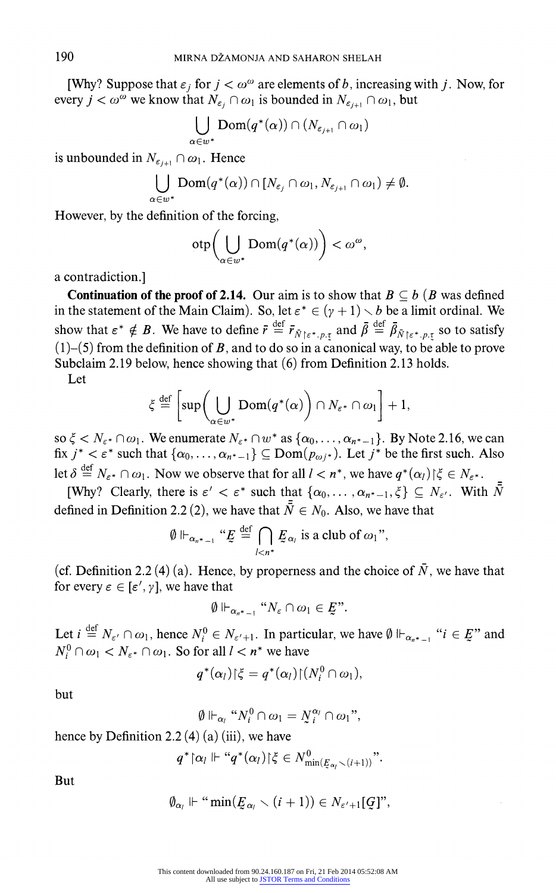[Why? Suppose that $\varepsilon_j$ for $j < \omega^\omega$ are elements of $b$, increasing with $j$. Now, for every $j < \omega^\omega$ we know that $N_{\varepsilon_j} \cap \omega_1$ is bounded in $N_{\varepsilon_{j+1}} \cap \omega_1$, but

$$\bigcup_{\alpha \in w^*} \mathrm{Dom}(q^*(\alpha)) \cap (N_{\varepsilon_{j+1}} \cap \omega_1)$$

is unbounded in $N_{\varepsilon_{j+1}} \cap \omega_1$. Hence

$$\bigcup_{\alpha \in w^*} \mathrm{Dom}(q^*(\alpha)) \cap [N_{\varepsilon_j} \cap \omega_1, N_{\varepsilon_{j+1}} \cap \omega_1) \neq \emptyset.$$

However, by the definition of the forcing,

$$\mathrm{otp}\Big(\bigcup_{\alpha \in w^*} \mathrm{Dom}(q^*(\alpha))\Big) < \omega^\omega,$$

a contradiction.]

**Continuation of the proof of 2.14.** Our aim is to show that $B \subseteq b$ ($B$ was defined in the statement of the Main Claim). So, let $\varepsilon^* \in (\gamma + 1) \setminus b$ be a limit ordinal. We show that $\varepsilon^* \notin B$. We have to define $\bar{r} \stackrel{\text{def}}{=} \bar{r}_{\bar{N} \restriction \varepsilon^*.p.\underset{\sim}{\tau}}$ and $\bar{\beta} \stackrel{\text{def}}{=} \bar{\beta}_{\bar{N} \restriction \varepsilon^*.p.\underset{\sim}{\tau}}$ so to satisfy (1)–(5) from the definition of $B$, and to do so in a canonical way, to be able to prove Subclaim 2.19 below, hence showing that (6) from Definition 2.13 holds.

Let

$$\xi \stackrel{\text{def}}{=} \Big[\sup\Big(\bigcup_{\alpha \in w^*} \mathrm{Dom}(q^*(\alpha)\Big) \cap N_{\varepsilon^*} \cap \omega_1\Big] + 1,$$

so $\xi < N_{\varepsilon^*} \cap \omega_1$. We enumerate $N_{\varepsilon^*} \cap w^*$ as $\{\alpha_0, \ldots, \alpha_{n^*-1}\}$. By Note 2.16, we can fix $j^* < \varepsilon^*$ such that $\{\alpha_0, \ldots, \alpha_{n^*-1}\} \subseteq \mathrm{Dom}(p_{\omega j^*})$. Let $j^*$ be the first such. Also let $\delta \stackrel{\text{def}}{=} N_{\varepsilon^*} \cap \omega_1$. Now we observe that for all $l < n^*$, we have $q^*(\alpha_l) \restriction \xi \in N_{\varepsilon^*}$.

[Why? Clearly, there is $\varepsilon' < \varepsilon^*$ such that $\{\alpha_0, \ldots, \alpha_{n^*-1}, \xi\} \subseteq N_{\varepsilon'}$. With $\bar{\bar{N}}$ defined in Definition 2.2 (2), we have that $\bar{\bar{N}} \in N_0$. Also, we have that

$$\emptyset \Vdash_{\alpha_{n^*-1}} \text{“}\underset{\sim}{E} \stackrel{\text{def}}{=} \bigcap_{l < n^*} \underset{\sim}{E}_{\alpha_l} \text{ is a club of } \omega_1\text{”},$$

(cf. Definition 2.2 (4) (a). Hence, by properness and the choice of $\bar{N}$, we have that for every $\varepsilon \in [\varepsilon', \gamma]$, we have that

$$\emptyset \Vdash_{\alpha_{n^*-1}} \text{“}N_\varepsilon \cap \omega_1 \in \underset{\sim}{E}\text{”}.$$

Let $i \stackrel{\text{def}}{=} N_{\varepsilon'} \cap \omega_1$, hence $N_i^0 \in N_{\varepsilon'+1}$. In particular, we have $\emptyset \Vdash_{\alpha_{n^*-1}} \text{“}i \in \underset{\sim}{E}\text{”}$ and $N_i^0 \cap \omega_1 < N_{\varepsilon^*} \cap \omega_1$. So for all $l < n^*$ we have

$$q^*(\alpha_l) \restriction \xi = q^*(\alpha_l) \restriction (N_i^0 \cap \omega_1),$$

but

$$\emptyset \Vdash_{\alpha_l} \text{“}N_i^0 \cap \omega_1 = \underset{\sim}{N}_i^{\alpha_l} \cap \omega_1\text{”},$$

hence by Definition 2.2 (4) (a) (iii), we have

$$q^* \restriction \alpha_l \Vdash \text{“}q^*(\alpha_l) \restriction \xi \in N^0_{\min(\underset{\sim}{E}_{\alpha_l} \setminus (i+1))}\text{”}.$$

But

$$\emptyset_{\alpha_l} \Vdash \text{“}\min(\underset{\sim}{E}_{\alpha_l} \setminus (i+1)) \in N_{\varepsilon'+1}[\underset{\sim}{G}]\text{”},$$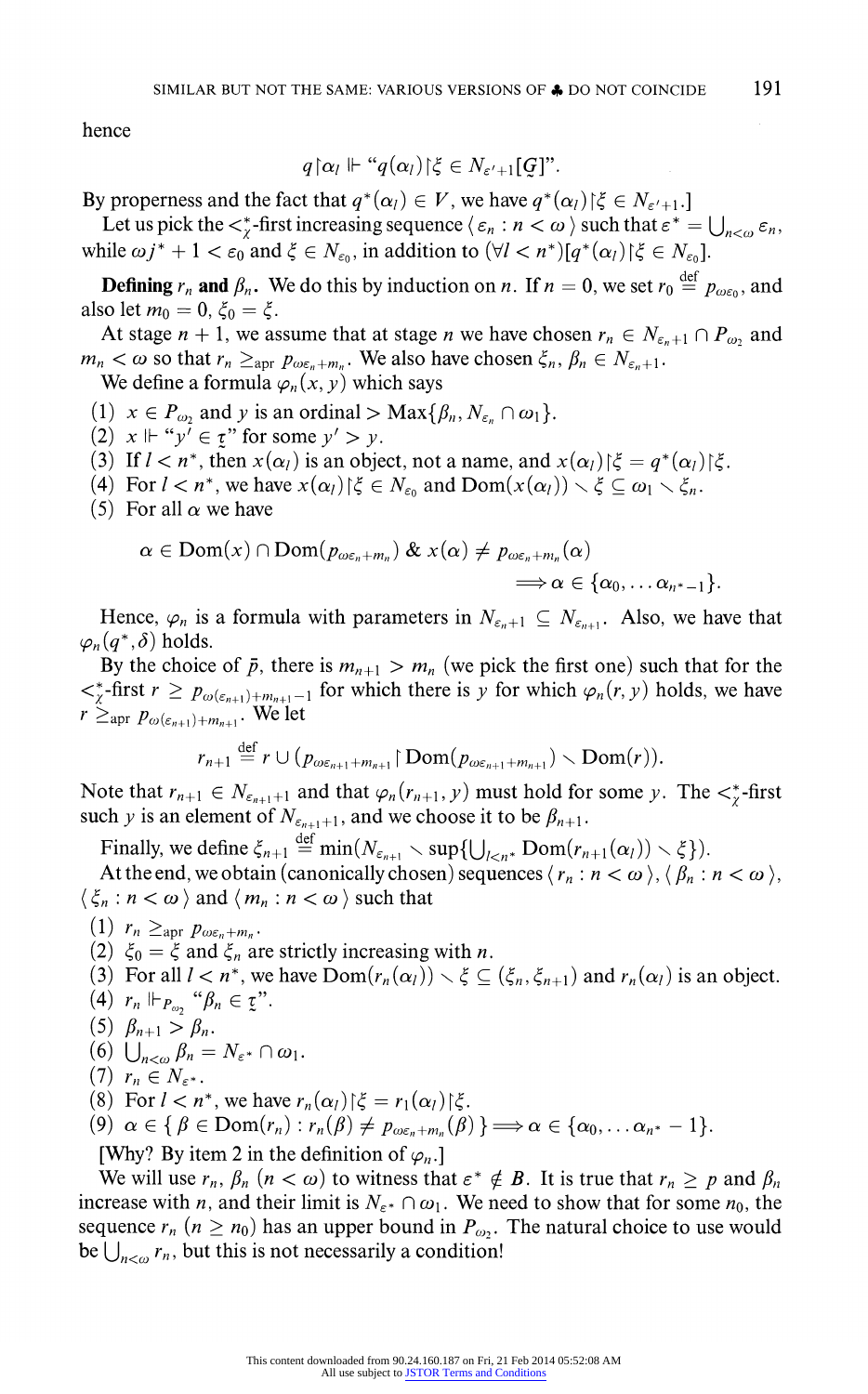hence

$$q\restriction\alpha_l \Vdash \text{“}q(\alpha_l)\restriction\xi \in N_{\varepsilon'+1}[\underset{\sim}{G}]\text{”}.$$

By properness and the fact that $q^*(\alpha_l) \in V$, we have $q^*(\alpha_l)\restriction\xi \in N_{\varepsilon'+1}$.]

Let us pick the $<^*_\chi$-first increasing sequence $\langle \varepsilon_n : n < \omega \rangle$ such that $\varepsilon^* = \bigcup_{n<\omega} \varepsilon_n$, while $\omega j^* + 1 < \varepsilon_0$ and $\xi \in N_{\varepsilon_0}$, in addition to $(\forall l < n^*)[q^*(\alpha_l)\restriction\xi \in N_{\varepsilon_0}]$.

**Defining** $r_n$ **and** $\beta_n$. We do this by induction on $n$. If $n = 0$, we set $r_0 \stackrel{\text{def}}{=} p_{\omega\varepsilon_0}$, and also let $m_0 = 0$, $\xi_0 = \xi$.

At stage $n+1$, we assume that at stage $n$ we have chosen $r_n \in N_{\varepsilon_n+1} \cap P_{\omega_2}$ and $m_n < \omega$ so that $r_n \geq_{\text{apr}} p_{\omega\varepsilon_n+m_n}$. We also have chosen $\xi_n, \beta_n \in N_{\varepsilon_n+1}$.

We define a formula $\varphi_n(x, y)$ which says

(1) $x \in P_{\omega_2}$ and $y$ is an ordinal $> \text{Max}\{\beta_n, N_{\varepsilon_n} \cap \omega_1\}$.
(2) $x \Vdash$ “$y' \in \underset{\sim}{\tau}$” for some $y' > y$.
(3) If $l < n^*$, then $x(\alpha_l)$ is an object, not a name, and $x(\alpha_l)\restriction\xi = q^*(\alpha_l)\restriction\xi$.
(4) For $l < n^*$, we have $x(\alpha_l)\restriction\xi \in N_{\varepsilon_0}$ and $\text{Dom}(x(\alpha_l)) \setminus \xi \subseteq \omega_1 \setminus \xi_n$.
(5) For all $\alpha$ we have

$$\alpha \in \text{Dom}(x) \cap \text{Dom}(p_{\omega\varepsilon_n+m_n}) \;\&\; x(\alpha) \neq p_{\omega\varepsilon_n+m_n}(\alpha) \Longrightarrow \alpha \in \{\alpha_0, \ldots \alpha_{n^*-1}\}.$$

Hence, $\varphi_n$ is a formula with parameters in $N_{\varepsilon_n+1} \subseteq N_{\varepsilon_{n+1}}$. Also, we have that $\varphi_n(q^*, \delta)$ holds.

By the choice of $\bar{p}$, there is $m_{n+1} > m_n$ (we pick the first one) such that for the $<^*_\chi$-first $r \geq p_{\omega(\varepsilon_{n+1})+m_{n+1}-1}$ for which there is $y$ for which $\varphi_n(r, y)$ holds, we have $r \geq_{\text{apr}} p_{\omega(\varepsilon_{n+1})+m_{n+1}}$. We let

$$r_{n+1} \stackrel{\text{def}}{=} r \cup (p_{\omega\varepsilon_{n+1}+m_{n+1}}\restriction\text{Dom}(p_{\omega\varepsilon_{n+1}+m_{n+1}}) \setminus \text{Dom}(r)).$$

Note that $r_{n+1} \in N_{\varepsilon_{n+1}+1}$ and that $\varphi_n(r_{n+1}, y)$ must hold for some $y$. The $<^*_\chi$-first such $y$ is an element of $N_{\varepsilon_{n+1}+1}$, and we choose it to be $\beta_{n+1}$.

Finally, we define $\xi_{n+1} \stackrel{\text{def}}{=} \min(N_{\varepsilon_{n+1}} \setminus \sup\{\bigcup_{l<n^*} \text{Dom}(r_{n+1}(\alpha_l)) \setminus \xi\})$.

At the end, we obtain (canonically chosen) sequences $\langle r_n : n < \omega \rangle$, $\langle \beta_n : n < \omega \rangle$, $\langle \xi_n : n < \omega \rangle$ and $\langle m_n : n < \omega \rangle$ such that

(1) $r_n \geq_{\text{apr}} p_{\omega\varepsilon_n+m_n}$.
(2) $\xi_0 = \xi$ and $\xi_n$ are strictly increasing with $n$.
(3) For all $l < n^*$, we have $\text{Dom}(r_n(\alpha_l)) \setminus \xi \subseteq (\xi_n, \xi_{n+1})$ and $r_n(\alpha_l)$ is an object.
(4) $r_n \Vdash_{P_{\omega_2}}$ “$\beta_n \in \underset{\sim}{\tau}$”.
(5) $\beta_{n+1} > \beta_n$.
(6) $\bigcup_{n<\omega} \beta_n = N_{\varepsilon^*} \cap \omega_1$.
(7) $r_n \in N_{\varepsilon^*}$.
(8) For $l < n^*$, we have $r_n(\alpha_l)\restriction\xi = r_1(\alpha_l)\restriction\xi$.
(9) $\alpha \in \{\beta \in \text{Dom}(r_n) : r_n(\beta) \neq p_{\omega\varepsilon_n+m_n}(\beta)\} \Longrightarrow \alpha \in \{\alpha_0, \ldots \alpha_{n^*} - 1\}$.

[Why? By item 2 in the definition of $\varphi_n$.]

We will use $r_n$, $\beta_n$ $(n < \omega)$ to witness that $\varepsilon^* \notin \boldsymbol{B}$. It is true that $r_n \geq p$ and $\beta_n$ increase with $n$, and their limit is $N_{\varepsilon^*} \cap \omega_1$. We need to show that for some $n_0$, the sequence $r_n$ $(n \geq n_0)$ has an upper bound in $P_{\omega_2}$. The natural choice to use would be $\bigcup_{n<\omega} r_n$, but this is not necessarily a condition!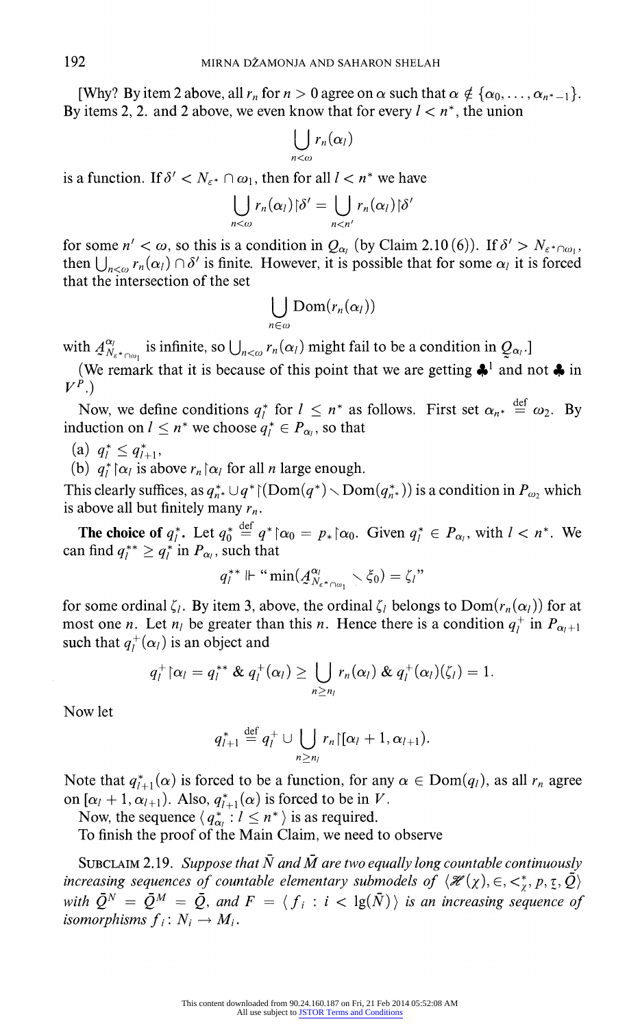[Why? By item 2 above, all $r_n$ for $n > 0$ agree on $\alpha$ such that $\alpha \notin \{\alpha_0, \dots, \alpha_{n^*-1}\}$. By items 2, 2. and 2 above, we even know that for every $l < n^*$, the union

$$\bigcup_{n<\omega} r_n(\alpha_l)$$

is a function. If $\delta' < N_{\varepsilon^*} \cap \omega_1$, then for all $l < n^*$ we have

$$\bigcup_{n<\omega} r_n(\alpha_l)\restriction\delta' = \bigcup_{n<n'} r_n(\alpha_l)\restriction\delta'$$

for some $n' < \omega$, so this is a condition in $\mathcal{Q}_{\alpha_l}$ (by Claim 2.10 (6)). If $\delta' > N_{\varepsilon^*\cap\omega_1}$, then $\bigcup_{n<\omega} r_n(\alpha_l) \cap \delta'$ is finite. However, it is possible that for some $\alpha_l$ it is forced that the intersection of the set

$$\bigcup_{n\in\omega} \mathrm{Dom}(r_n(\alpha_l))$$

with $\underset{\sim}{A}^{\alpha_l}_{N_{\varepsilon^*\cap\omega_1}}$ is infinite, so $\bigcup_{n<\omega} r_n(\alpha_l)$ might fail to be a condition in $\mathcal{Q}_{\alpha_l}$.]

(We remark that it is because of this point that we are getting $\clubsuit^1$ and not $\clubsuit$ in $V^P$.)

Now, we define conditions $q^*_l$ for $l \leq n^*$ as follows. First set $\alpha_{n^*} \stackrel{\text{def}}{=} \omega_2$. By induction on $l \leq n^*$ we choose $q^*_l \in P_{\alpha_l}$, so that

(a) $q^*_l \leq q^*_{l+1}$,
(b) $q^*_l\restriction\alpha_l$ is above $r_n\restriction\alpha_l$ for all $n$ large enough.

This clearly suffices, as $q^*_{n^*} \cup q^*\restriction(\mathrm{Dom}(q^*) \setminus \mathrm{Dom}(q^*_{n^*}))$ is a condition in $P_{\omega_2}$ which is above all but finitely many $r_n$.

**The choice of** $q^*_l$. Let $q^*_0 \stackrel{\text{def}}{=} q^*\restriction\alpha_0 = p_*\restriction\alpha_0$. Given $q^*_l \in P_{\alpha_l}$, with $l < n^*$. We can find $q^{**}_l \geq q^*_l$ in $P_{\alpha_l}$, such that

$$q^{**}_l \Vdash \text{“}\min(\underset{\sim}{A}^{\alpha_l}_{N_{\varepsilon^*\cap\omega_1}} \setminus \xi_0) = \zeta_l\text{”}$$

for some ordinal $\zeta_l$. By item 3, above, the ordinal $\zeta_l$ belongs to $\mathrm{Dom}(r_n(\alpha_l))$ for at most one $n$. Let $n_l$ be greater than this $n$. Hence there is a condition $q^+_l$ in $P_{\alpha_l+1}$ such that $q^+_l(\alpha_l)$ is an object and

$$q^+_l\restriction\alpha_l = q^{**}_l \;\&\; q^+_l(\alpha_l) \geq \bigcup_{n\geq n_l} r_n(\alpha_l) \;\&\; q^+_l(\alpha_l)(\zeta_l) = 1.$$

Now let

$$q^*_{l+1} \stackrel{\text{def}}{=} q^+_l \cup \bigcup_{n\geq n_l} r_n\restriction[\alpha_l + 1, \alpha_{l+1}).$$

Note that $q^*_{l+1}(\alpha)$ is forced to be a function, for any $\alpha \in \mathrm{Dom}(q_l)$, as all $r_n$ agree on $[\alpha_l + 1, \alpha_{l+1})$. Also, $q^*_{l+1}(\alpha)$ is forced to be in $V$.

Now, the sequence $\langle q^*_{\alpha_l} : l \leq n^* \rangle$ is as required.

To finish the proof of the Main Claim, we need to observe

SUBCLAIM 2.19. *Suppose that $\bar{N}$ and $\bar{M}$ are two equally long countable continuously increasing sequences of countable elementary submodels of $\langle \mathscr{H}(\chi), \in, <^*_\chi, p, \underset{\sim}{\tau}, \bar{\mathcal{Q}} \rangle$ with $\bar{\mathcal{Q}}^N = \bar{\mathcal{Q}}^M = \bar{\mathcal{Q}}$, and $F = \langle f_i : i < \lg(\bar{N}) \rangle$ is an increasing sequence of isomorphisms $f_i : N_i \to M_i$.*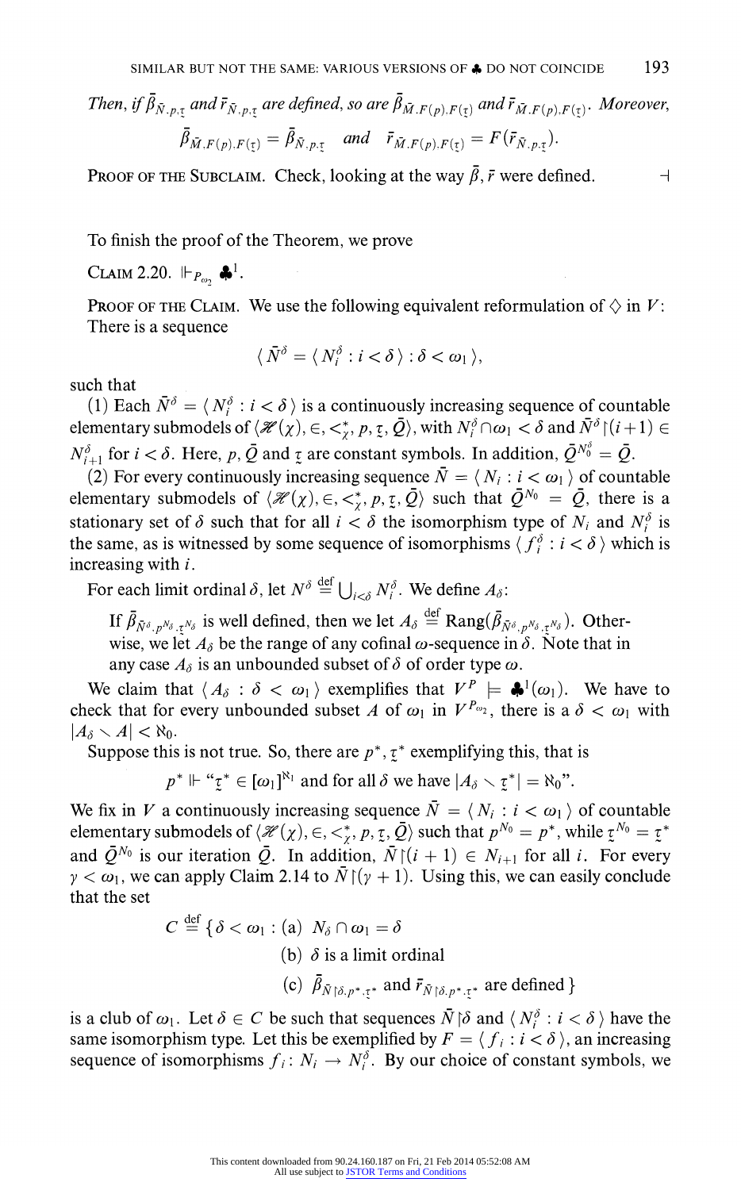*Then, if $\bar{\beta}_{\bar{N}.p.\underset{\sim}{\tau}}$ and $\bar{r}_{\bar{N}.p.\underset{\sim}{\tau}}$ are defined, so are $\bar{\beta}_{\bar{M}.F(p).F(\underset{\sim}{\tau})}$ and $\bar{r}_{\bar{M}.F(p).F(\underset{\sim}{\tau})}$. Moreover,*

$$\bar{\beta}_{\bar{M}.F(p).F(\underset{\sim}{\tau})} = \bar{\beta}_{\bar{N}.p.\underset{\sim}{\tau}} \quad \text{and} \quad \bar{r}_{\bar{M}.F(p).F(\underset{\sim}{\tau})} = F(\bar{r}_{\bar{N}.p.\underset{\sim}{\tau}}).$$

Proof of the Subclaim. Check, looking at the way $\bar{\beta}, \bar{r}$ were defined. $\dashv$

To finish the proof of the Theorem, we prove

Claim 2.20. $\Vdash_{P_{\omega_2}} \clubsuit^1$.

Proof of the Claim. We use the following equivalent reformulation of $\diamondsuit$ in $V$: There is a sequence

$$\langle \bar{N}^\delta = \langle N_i^\delta : i < \delta \rangle : \delta < \omega_1 \rangle,$$

such that

(1) Each $\bar{N}^\delta = \langle N_i^\delta : i < \delta \rangle$ is a continuously increasing sequence of countable elementary submodels of $\langle \mathscr{H}(\chi), \in, <_\chi^*, p, \underset{\sim}{\tau}, \bar{Q} \rangle$, with $N_i^\delta \cap \omega_1 < \delta$ and $\bar{N}^\delta \restriction (i+1) \in N_{i+1}^\delta$ for $i < \delta$. Here, $p$, $\bar{Q}$ and $\underset{\sim}{\tau}$ are constant symbols. In addition, $\bar{Q}^{N_0^\delta} = \bar{Q}$.

(2) For every continuously increasing sequence $\bar{N} = \langle N_i : i < \omega_1 \rangle$ of countable elementary submodels of $\langle \mathscr{H}(\chi), \in, <_\chi^*, p, \underset{\sim}{\tau}, \bar{Q} \rangle$ such that $\bar{Q}^{N_0} = \bar{Q}$, there is a stationary set of $\delta$ such that for all $i < \delta$ the isomorphism type of $N_i$ and $N_i^\delta$ is the same, as is witnessed by some sequence of isomorphisms $\langle f_i^\delta : i < \delta \rangle$ which is increasing with $i$.

For each limit ordinal $\delta$, let $N^\delta \overset{\text{def}}{=} \bigcup_{i<\delta} N_i^\delta$. We define $A_\delta$:

> If $\bar{\beta}_{\bar{N}^\delta.p^{N_\delta}.\underset{\sim}{\tau}^{N_\delta}}$ is well defined, then we let $A_\delta \overset{\text{def}}{=} \operatorname{Rang}(\bar{\beta}_{\bar{N}^\delta.p^{N_\delta}.\underset{\sim}{\tau}^{N_\delta}})$. Otherwise, we let $A_\delta$ be the range of any cofinal $\omega$-sequence in $\delta$. Note that in any case $A_\delta$ is an unbounded subset of $\delta$ of order type $\omega$.

We claim that $\langle A_\delta : \delta < \omega_1 \rangle$ exemplifies that $V^P \models \clubsuit^1(\omega_1)$. We have to check that for every unbounded subset $A$ of $\omega_1$ in $V^{P_{\omega_2}}$, there is a $\delta < \omega_1$ with $|A_\delta \setminus A| < \aleph_0$.

Suppose this is not true. So, there are $p^*, \underset{\sim}{\tau}^*$ exemplifying this, that is

$$p^* \Vdash \text{“}\underset{\sim}{\tau}^* \in [\omega_1]^{\aleph_1} \text{ and for all } \delta \text{ we have } |A_\delta \setminus \underset{\sim}{\tau}^*| = \aleph_0\text{”}.$$

We fix in $V$ a continuously increasing sequence $\bar{N} = \langle N_i : i < \omega_1 \rangle$ of countable elementary submodels of $\langle \mathscr{H}(\chi), \in, <_\chi^*, p, \underset{\sim}{\tau}, \bar{Q} \rangle$ such that $p^{N_0} = p^*$, while $\underset{\sim}{\tau}^{N_0} = \underset{\sim}{\tau}^*$ and $\bar{Q}^{N_0}$ is our iteration $\bar{Q}$. In addition, $\bar{N} \restriction (i+1) \in N_{i+1}$ for all $i$. For every $\gamma < \omega_1$, we can apply Claim 2.14 to $\bar{N} \restriction (\gamma + 1)$. Using this, we can easily conclude that the set

$$C \overset{\text{def}}{=} \{\delta < \omega_1 : \text{(a) } N_\delta \cap \omega_1 = \delta$$
$$\text{(b) } \delta \text{ is a limit ordinal}$$
$$\text{(c) } \bar{\beta}_{\bar{N} \restriction \delta.p^*.\underset{\sim}{\tau}^*} \text{ and } \bar{r}_{\bar{N} \restriction \delta.p^*.\underset{\sim}{\tau}^*} \text{ are defined}\}$$

is a club of $\omega_1$. Let $\delta \in C$ be such that sequences $\bar{N} \restriction \delta$ and $\langle N_i^\delta : i < \delta \rangle$ have the same isomorphism type. Let this be exemplified by $F = \langle f_i : i < \delta \rangle$, an increasing sequence of isomorphisms $f_i : N_i \to N_i^\delta$. By our choice of constant symbols, we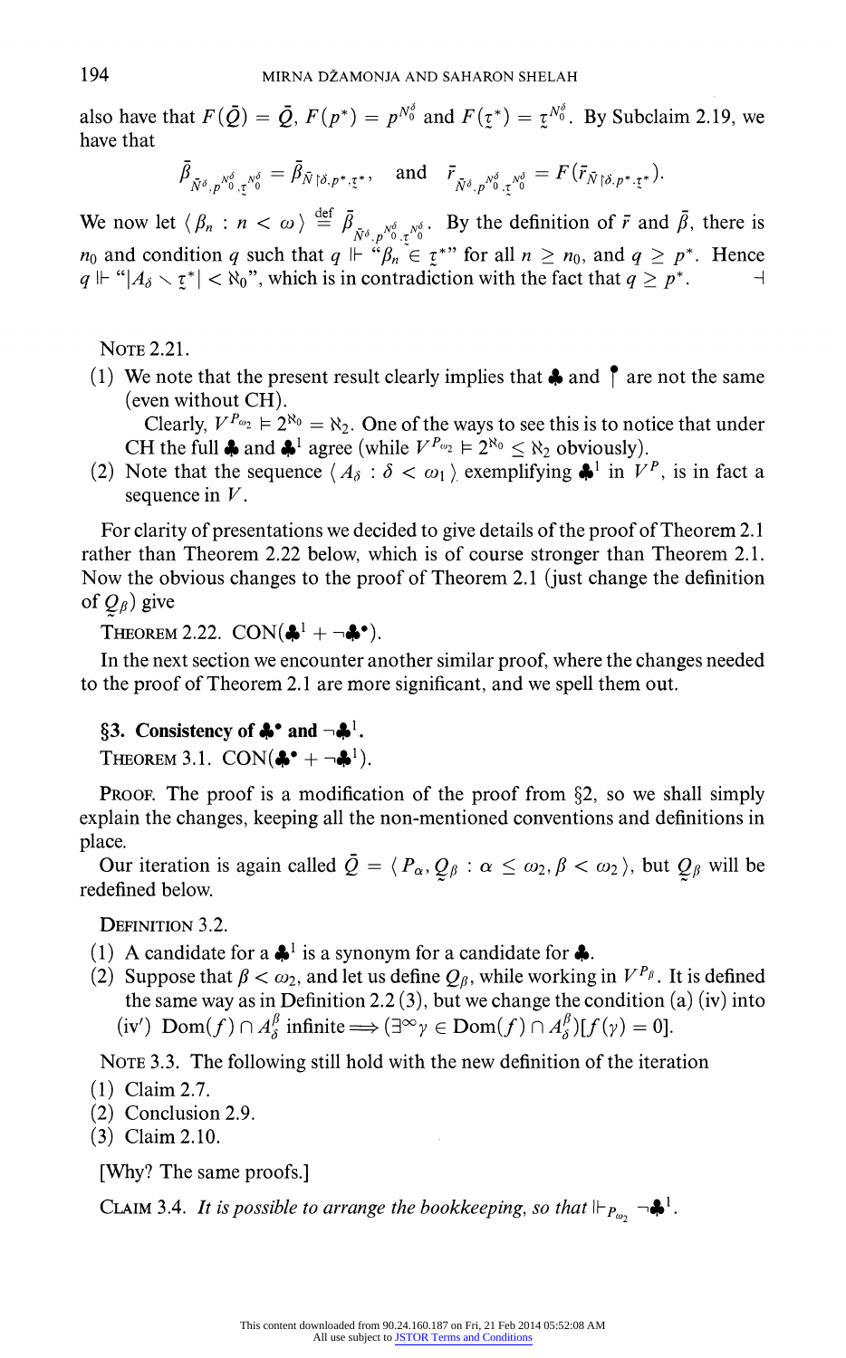also have that $F(\bar{Q}) = \bar{Q}$, $F(p^*) = p^{N_0^\delta}$ and $F(\underset{\sim}{\tau}^*) = \underset{\sim}{\tau}^{N_0^\delta}$. By Subclaim 2.19, we have that

$$\bar{\beta}_{\bar{N}^\delta, p^{N_0^\delta}, \underset{\sim}{\tau}^{N_0^\delta}} = \bar{\beta}_{\bar{N} \restriction \delta, p^*, \underset{\sim}{\tau}^*}, \quad \text{and} \quad \bar{r}_{\bar{N}^\delta, p^{N_0^\delta}, \underset{\sim}{\tau}^{N_0^\delta}} = F(\bar{r}_{\bar{N} \restriction \delta, p^*, \underset{\sim}{\tau}^*}).$$

We now let $\langle \beta_n : n < \omega \rangle \overset{\text{def}}{=} \bar{\beta}_{\bar{N}^\delta, p^{N_0^\delta}, \underset{\sim}{\tau}^{N_0^\delta}}$. By the definition of $\bar{r}$ and $\bar{\beta}$, there is $n_0$ and condition $q$ such that $q \Vdash$ "$\beta_n \in \underset{\sim}{\tau}^*$" for all $n \geq n_0$, and $q \geq p^*$. Hence $q \Vdash$ "$|A_\delta \setminus \underset{\sim}{\tau}^*| < \aleph_0$", which is in contradiction with the fact that $q \geq p^*$. ⊣

Note 2.21.

(1) We note that the present result clearly implies that ♣ and ⫯ are not the same (even without CH).

Clearly, $V^{P_{\omega_2}} \models 2^{\aleph_0} = \aleph_2$. One of the ways to see this is to notice that under CH the full ♣ and $♣^1$ agree (while $V^{P_{\omega_2}} \models 2^{\aleph_0} \leq \aleph_2$ obviously).

(2) Note that the sequence $\langle A_\delta : \delta < \omega_1 \rangle$ exemplifying $♣^1$ in $V^P$, is in fact a sequence in $V$.

For clarity of presentations we decided to give details of the proof of Theorem 2.1 rather than Theorem 2.22 below, which is of course stronger than Theorem 2.1. Now the obvious changes to the proof of Theorem 2.1 (just change the definition of $\underset{\sim}{Q}_\beta$) give

Theorem 2.22. CON($♣^1 + \neg♣^\bullet$).

In the next section we encounter another similar proof, where the changes needed to the proof of Theorem 2.1 are more significant, and we spell them out.

## §3. Consistency of $♣^\bullet$ and $\neg♣^1$.

Theorem 3.1. CON($♣^\bullet + \neg♣^1$).

Proof. The proof is a modification of the proof from §2, so we shall simply explain the changes, keeping all the non-mentioned conventions and definitions in place.

Our iteration is again called $\bar{Q} = \langle P_\alpha, \underset{\sim}{Q}_\beta : \alpha \leq \omega_2, \beta < \omega_2 \rangle$, but $\underset{\sim}{Q}_\beta$ will be redefined below.

Definition 3.2.

(1) A candidate for a $♣^1$ is a synonym for a candidate for ♣.

(2) Suppose that $\beta < \omega_2$, and let us define $Q_\beta$, while working in $V^{P_\beta}$. It is defined the same way as in Definition 2.2 (3), but we change the condition (a) (iv) into

(iv′) $\mathrm{Dom}(f) \cap A_\delta^\beta$ infinite $\Longrightarrow (\exists^\infty \gamma \in \mathrm{Dom}(f) \cap A_\delta^\beta)[f(\gamma) = 0]$.

Note 3.3. The following still hold with the new definition of the iteration

(1) Claim 2.7.

(2) Conclusion 2.9.

(3) Claim 2.10.

[Why? The same proofs.]

Claim 3.4. *It is possible to arrange the bookkeeping, so that* $\Vdash_{P_{\omega_2}} \neg♣^1$.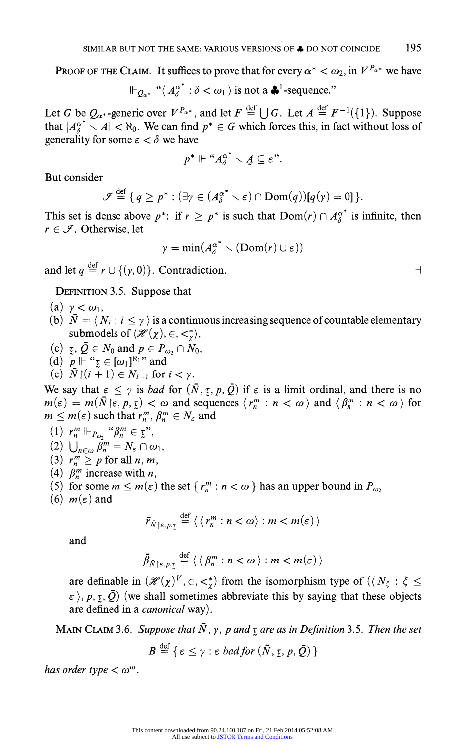Proof of the Claim. It suffices to prove that for every $\alpha^* < \omega_2$, in $V^{P_{\alpha^*}}$ we have

$$\Vdash_{Q_{\alpha^*}} \text{“}\langle A_\delta^{\alpha^*} : \delta < \omega_1 \rangle \text{ is not a } \clubsuit^1\text{-sequence.”}$$

Let $G$ be $Q_{\alpha^*}$-generic over $V^{P_{\alpha^*}}$, and let $F \stackrel{\text{def}}{=} \bigcup G$. Let $A \stackrel{\text{def}}{=} F^{-1}(\{1\})$. Suppose that $|A_\delta^{\alpha^*} \setminus A| < \aleph_0$. We can find $p^* \in G$ which forces this, in fact without loss of generality for some $\varepsilon < \delta$ we have

$$p^* \Vdash \text{“}A_\delta^{\alpha^*} \setminus \underset{\sim}{A} \subseteq \varepsilon\text{”}.$$

But consider

$$\mathscr{I} \stackrel{\text{def}}{=} \{ q \geq p^* : (\exists \gamma \in (A_\delta^{\alpha^*} \setminus \varepsilon) \cap \text{Dom}(q))[q(\gamma) = 0] \}.$$

This set is dense above $p^*$: if $r \geq p^*$ is such that $\text{Dom}(r) \cap A_\delta^{\alpha^*}$ is infinite, then $r \in \mathscr{I}$. Otherwise, let

$$\gamma = \min(A_\delta^{\alpha^*} \setminus (\text{Dom}(r) \cup \varepsilon))$$

and let $q \stackrel{\text{def}}{=} r \cup \{(\gamma, 0)\}$. Contradiction. ⊣

Definition 3.5. Suppose that

(a) $\gamma < \omega_1$,
(b) $\bar{N} = \langle N_i : i \leq \gamma \rangle$ is a continuous increasing sequence of countable elementary submodels of $\langle \mathscr{H}(\chi), \in, <_\chi^* \rangle$,
(c) $\underset{\sim}{\tau}, \bar{Q} \in N_0$ and $p \in P_{\omega_2} \cap N_0$,
(d) $p \Vdash$ “$\underset{\sim}{\tau} \in [\omega_1]^{\aleph_1}$” and
(e) $\bar{N} \restriction (i+1) \in N_{i+1}$ for $i < \gamma$.

We say that $\varepsilon \leq \gamma$ is *bad* for $(\bar{N}, \underset{\sim}{\tau}, p, \bar{Q})$ if $\varepsilon$ is a limit ordinal, and there is no $m(\varepsilon) = m(\bar{N} \restriction \varepsilon, p, \underset{\sim}{\tau}) < \omega$ and sequences $\langle r_n^m : n < \omega \rangle$ and $\langle \beta_n^m : n < \omega \rangle$ for $m \leq m(\varepsilon)$ such that $r_n^m, \beta_n^m \in N_\varepsilon$ and

(1) $r_n^m \Vdash_{P_{\omega_2}}$ “$\beta_n^m \in \underset{\sim}{\tau}$”,
(2) $\bigcup_{n \in \omega} \beta_n^m = N_\varepsilon \cap \omega_1$,
(3) $r_n^m \geq p$ for all $n, m$,
(4) $\beta_n^m$ increase with $n$,
(5) for some $m \leq m(\varepsilon)$ the set $\{ r_n^m : n < \omega \}$ has an upper bound in $P_{\omega_2}$
(6) $m(\varepsilon)$ and

$$\bar{r}_{\bar{N} \restriction \varepsilon, p, \underset{\sim}{\tau}} \stackrel{\text{def}}{=} \langle \langle r_n^m : n < \omega \rangle : m < m(\varepsilon) \rangle$$

and

$$\bar{\beta}_{\bar{N} \restriction \varepsilon, p, \underset{\sim}{\tau}} \stackrel{\text{def}}{=} \langle \langle \beta_n^m : n < \omega \rangle : m < m(\varepsilon) \rangle$$

are definable in $(\mathscr{H}(\chi)^V, \in, <_\chi^*)$ from the isomorphism type of $(\langle N_\xi : \xi \leq \varepsilon \rangle, p, \underset{\sim}{\tau}, \bar{Q})$ (we shall sometimes abbreviate this by saying that these objects are defined in a *canonical* way).

Main Claim 3.6. *Suppose that $\bar{N}$, $\gamma$, $p$ and $\underset{\sim}{\tau}$ are as in Definition 3.5. Then the set*

$$B \stackrel{\text{def}}{=} \{ \varepsilon \leq \gamma : \varepsilon \text{ bad for } (\bar{N}, \underset{\sim}{\tau}, p, \bar{Q}) \}$$

*has order type $< \omega^\omega$.*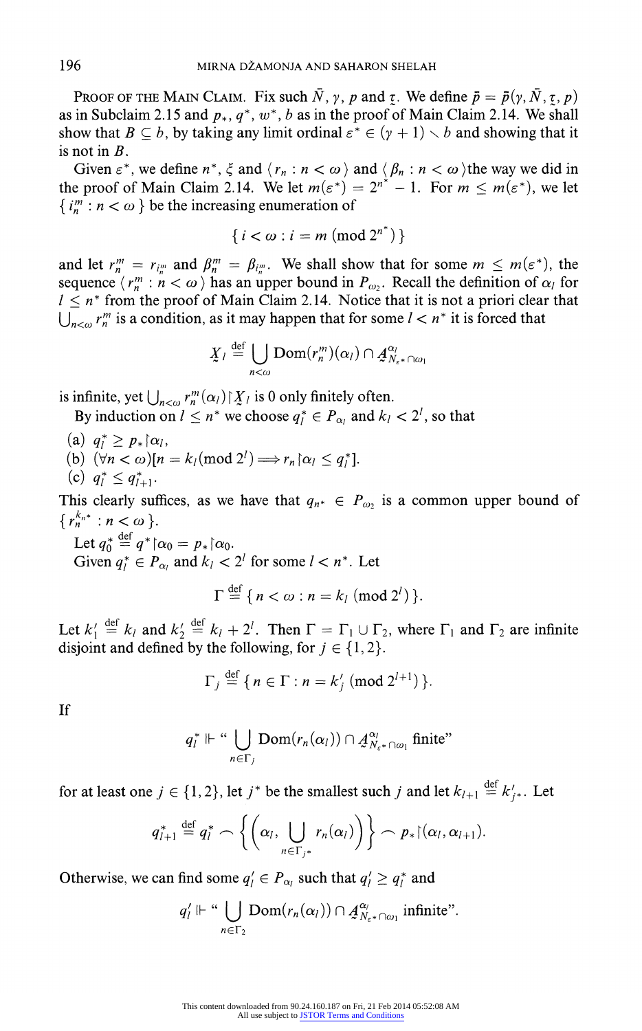PROOF OF THE MAIN CLAIM. Fix such $\bar{N}, \gamma, p$ and $\underset{\sim}{\tau}$. We define $\bar{p} = \bar{p}(\gamma, \bar{N}, \underset{\sim}{\tau}, p)$ as in Subclaim 2.15 and $p_*, q^*, w^*, b$ as in the proof of Main Claim 2.14. We shall show that $B \subseteq b$, by taking any limit ordinal $\varepsilon^* \in (\gamma + 1) \setminus b$ and showing that it is not in $B$.

Given $\varepsilon^*$, we define $n^*$, $\xi$ and $\langle r_n : n < \omega \rangle$ and $\langle \beta_n : n < \omega \rangle$the way we did in the proof of Main Claim 2.14. We let $m(\varepsilon^*) = 2^{n^*} - 1$. For $m \leq m(\varepsilon^*)$, we let $\{ i_n^m : n < \omega \}$ be the increasing enumeration of

$$\{ i < \omega : i = m \ (\mathrm{mod}\ 2^{n^*}) \}$$

and let $r_n^m = r_{i_n^m}$ and $\beta_n^m = \beta_{i_n^m}$. We shall show that for some $m \leq m(\varepsilon^*)$, the sequence $\langle r_n^m : n < \omega \rangle$ has an upper bound in $P_{\omega_2}$. Recall the definition of $\alpha_l$ for $l \leq n^*$ from the proof of Main Claim 2.14. Notice that it is not a priori clear that $\bigcup_{n<\omega} r_n^m$ is a condition, as it may happen that for some $l < n^*$ it is forced that

$$\underset{\sim}{X}_l \stackrel{\text{def}}{=} \bigcup_{n<\omega} \mathrm{Dom}(r_n^m)(\alpha_l) \cap \underset{\sim}{A}^{\alpha_l}_{N_{\varepsilon^*} \cap \omega_1}$$

is infinite, yet $\bigcup_{n<\omega} r_n^m(\alpha_l) \restriction \underset{\sim}{X}_l$ is 0 only finitely often.

By induction on $l \leq n^*$ we choose $q_l^* \in P_{\alpha_l}$ and $k_l < 2^l$, so that

(a) $q_l^* \geq p_* \restriction \alpha_l$,
(b) $(\forall n < \omega)[n = k_l (\mathrm{mod}\ 2^l) \Longrightarrow r_n \restriction \alpha_l \leq q_l^*]$.
(c) $q_l^* \leq q_{l+1}^*$.

This clearly suffices, as we have that $q_{n^*} \in P_{\omega_2}$ is a common upper bound of $\{ r_n^{k_{n^*}} : n < \omega \}$.

Let $q_0^* \stackrel{\text{def}}{=} q^* \restriction \alpha_0 = p_* \restriction \alpha_0$.

Given $q_l^* \in P_{\alpha_l}$ and $k_l < 2^l$ for some $l < n^*$. Let

$$\Gamma \stackrel{\text{def}}{=} \{ n < \omega : n = k_l \ (\mathrm{mod}\ 2^l) \}.$$

Let $k_1' \stackrel{\text{def}}{=} k_l$ and $k_2' \stackrel{\text{def}}{=} k_l + 2^l$. Then $\Gamma = \Gamma_1 \cup \Gamma_2$, where $\Gamma_1$ and $\Gamma_2$ are infinite disjoint and defined by the following, for $j \in \{1, 2\}$.

$$\Gamma_j \stackrel{\text{def}}{=} \{ n \in \Gamma : n = k_j' \ (\mathrm{mod}\ 2^{l+1}) \}.$$

If

$$q_l^* \Vdash \text{“} \bigcup_{n \in \Gamma_j} \mathrm{Dom}(r_n(\alpha_l)) \cap \underset{\sim}{A}^{\alpha_l}_{N_{\varepsilon^*} \cap \omega_1} \text{ finite”}$$

for at least one $j \in \{1, 2\}$, let $j^*$ be the smallest such $j$ and let $k_{l+1} \stackrel{\text{def}}{=} k_{j^*}'$. Let

$$q_{l+1}^* \stackrel{\text{def}}{=} q_l^* \frown \left\{ \left( \alpha_l, \bigcup_{n \in \Gamma_{j^*}} r_n(\alpha_l) \right) \right\} \frown p_* \restriction (\alpha_l, \alpha_{l+1}).$$

Otherwise, we can find some $q_l' \in P_{\alpha_l}$ such that $q_l' \geq q_l^*$ and

$$q_l' \Vdash \text{“} \bigcup_{n \in \Gamma_2} \mathrm{Dom}(r_n(\alpha_l)) \cap \underset{\sim}{A}^{\alpha_l}_{N_{\varepsilon^*} \cap \omega_1} \text{ infinite”}.$$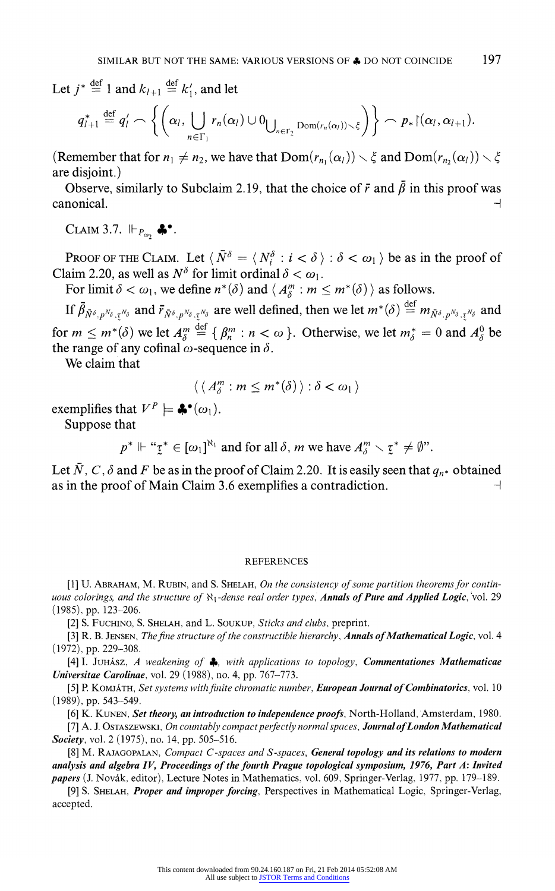Let $j^* \stackrel{\text{def}}{=} 1$ and $k_{l+1} \stackrel{\text{def}}{=} k_1'$, and let

$$q^*_{l+1} \stackrel{\text{def}}{=} q_l' \frown \left\{ \left( \alpha_l, \bigcup_{n \in \Gamma_1} r_n(\alpha_l) \cup 0_{\bigcup_{n \in \Gamma_2} \mathrm{Dom}(r_n(\alpha_l)) \setminus \xi} \right) \right\} \frown p_* \restriction (\alpha_l, \alpha_{l+1}).$$

(Remember that for $n_1 \neq n_2$, we have that $\mathrm{Dom}(r_{n_1}(\alpha_l)) \setminus \xi$ and $\mathrm{Dom}(r_{n_2}(\alpha_l)) \setminus \xi$ are disjoint.)

Observe, similarly to Subclaim 2.19, that the choice of $\bar{r}$ and $\bar{\beta}$ in this proof was canonical. ⊣

CLAIM 3.7. $\Vdash_{P_{\omega_2}} \clubsuit^\bullet$.

PROOF OF THE CLAIM. Let $\langle \bar{N}^\delta = \langle N_i^\delta : i < \delta \rangle : \delta < \omega_1 \rangle$ be as in the proof of Claim 2.20, as well as $N^\delta$ for limit ordinal $\delta < \omega_1$.

For limit $\delta < \omega_1$, we define $n^*(\delta)$ and $\langle A_\delta^m : m \leq m^*(\delta) \rangle$ as follows.

If $\bar{\beta}_{\bar{N}^\delta, p^{N_\delta}, \underset{\sim}{\tau}^{N_\delta}}$ and $\bar{r}_{\bar{N}^\delta, p^{N_\delta}, \underset{\sim}{\tau}^{N_\delta}}$ are well defined, then we let $m^*(\delta) \stackrel{\text{def}}{=} m_{\bar{N}^\delta, p^{N_\delta}, \underset{\sim}{\tau}^{N_\delta}}$ and for $m \leq m^*(\delta)$ we let $A_\delta^m \stackrel{\text{def}}{=} \{ \beta_n^m : n < \omega \}$. Otherwise, we let $m_\delta^* = 0$ and $A_\delta^0$ be the range of any cofinal $\omega$-sequence in $\delta$.

We claim that

$$\langle \langle A_\delta^m : m \leq m^*(\delta) \rangle : \delta < \omega_1 \rangle$$

exemplifies that $V^P \models \clubsuit^\bullet(\omega_1)$.

Suppose that

$$p^* \Vdash \text{“}\underset{\sim}{\tau}^* \in [\omega_1]^{\aleph_1} \text{ and for all } \delta, m \text{ we have } A_\delta^m \setminus \underset{\sim}{\tau}^* \neq \emptyset\text{”}.$$

Let $\bar{N}$, $C$, $\delta$ and $F$ be as in the proof of Claim 2.20. It is easily seen that $q_{n^*}$ obtained as in the proof of Main Claim 3.6 exemplifies a contradiction. ⊣

REFERENCES

[1] U. ABRAHAM, M. RUBIN, and S. SHELAH, *On the consistency of some partition theorems for continuous colorings, and the structure of $\aleph_1$-dense real order types*, ***Annals of Pure and Applied Logic***, vol. 29 (1985), pp. 123–206.

[2] S. FUCHINO, S. SHELAH, and L. SOUKUP, *Sticks and clubs*, preprint.

[3] R. B. JENSEN, *The fine structure of the constructible hierarchy*, ***Annals of Mathematical Logic***, vol. 4 (1972), pp. 229–308.

[4] I. JUHÁSZ, *A weakening of $\clubsuit$, with applications to topology*, ***Commentationes Mathematicae Universitae Carolinae***, vol. 29 (1988), no. 4, pp. 767–773.

[5] P. KOMJÁTH, *Set systems with finite chromatic number*, ***European Journal of Combinatorics***, vol. 10 (1989), pp. 543–549.

[6] K. KUNEN, ***Set theory, an introduction to independence proofs***, North-Holland, Amsterdam, 1980.

[7] A. J. OSTASZEWSKI, *On countably compact perfectly normal spaces*, ***Journal of London Mathematical Society***, vol. 2 (1975), no. 14, pp. 505–516.

[8] M. RAJAGOPALAN, *Compact C-spaces and S-spaces*, ***General topology and its relations to modern analysis and algebra IV, Proceedings of the fourth Prague topological symposium, 1976, Part A: Invited papers*** (J. Novák, editor), Lecture Notes in Mathematics, vol. 609, Springer-Verlag, 1977, pp. 179–189.

[9] S. SHELAH, ***Proper and improper forcing***, Perspectives in Mathematical Logic, Springer-Verlag, accepted.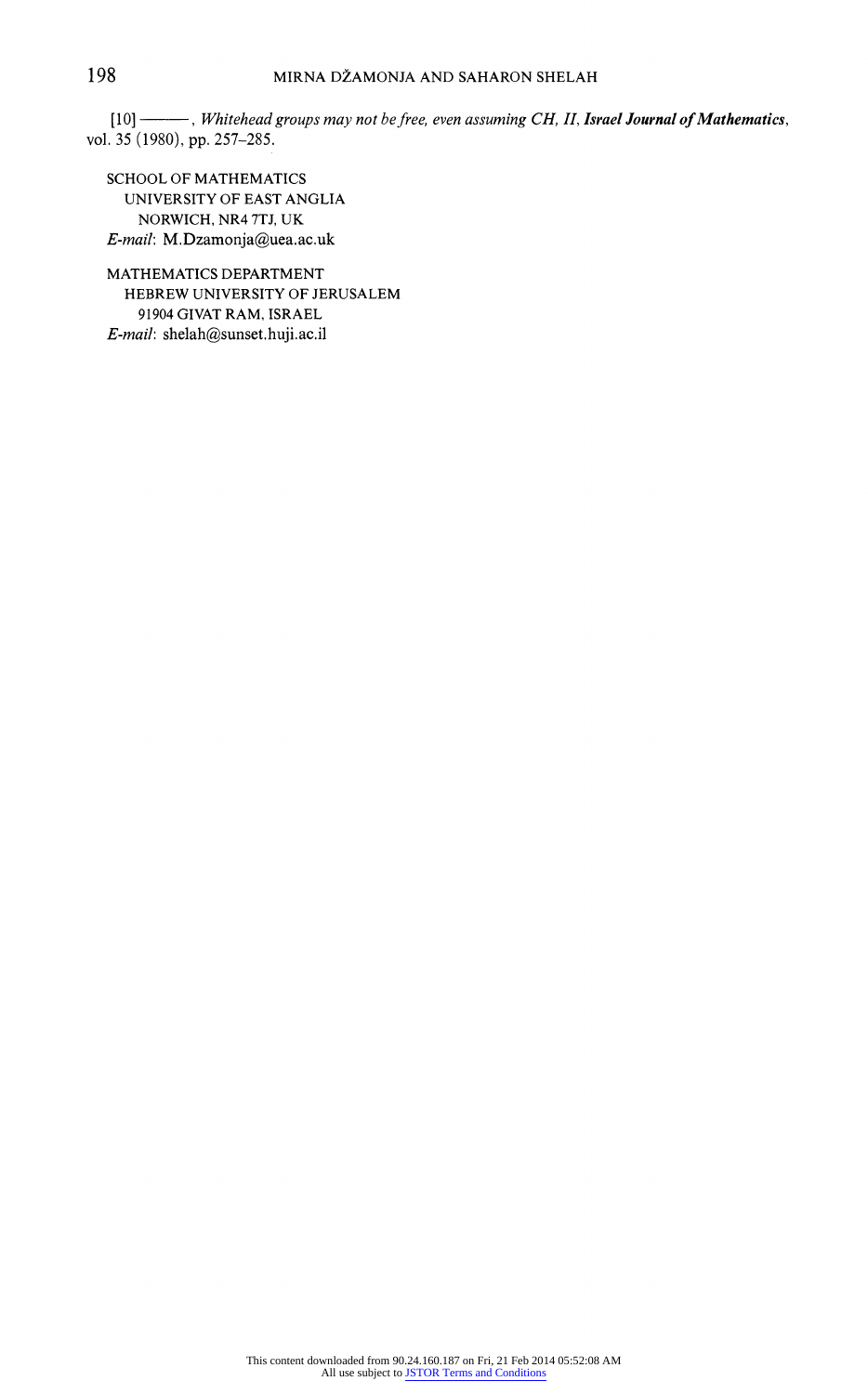[10] ———, *Whitehead groups may not be free, even assuming CH, II*, ***Israel Journal of Mathematics***, vol. 35 (1980), pp. 257–285.

SCHOOL OF MATHEMATICS
UNIVERSITY OF EAST ANGLIA
NORWICH, NR4 7TJ, UK
*E-mail*: M.Dzamonja@uea.ac.uk

MATHEMATICS DEPARTMENT
HEBREW UNIVERSITY OF JERUSALEM
91904 GIVAT RAM, ISRAEL
*E-mail*: shelah@sunset.huji.ac.il